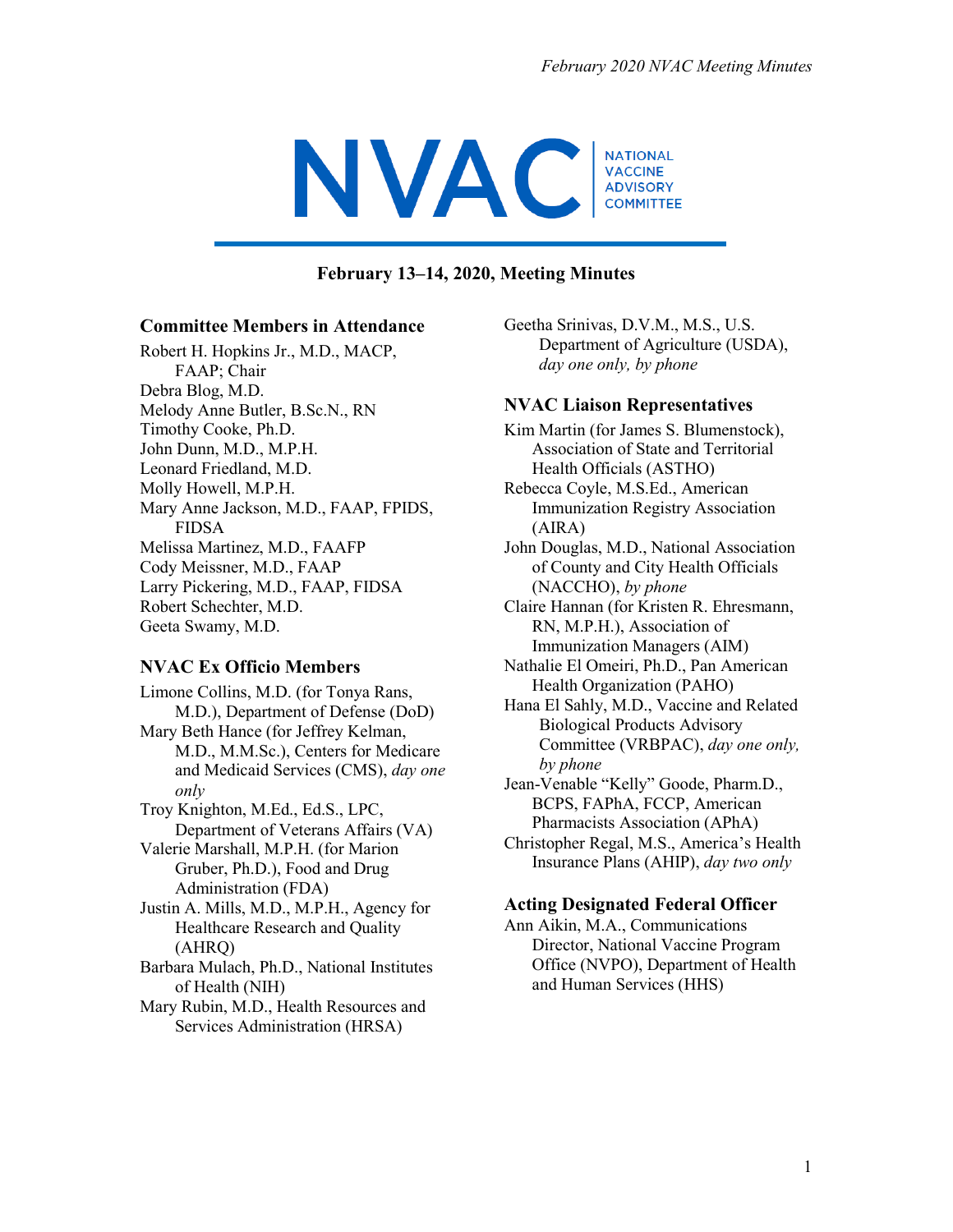# NVAC NATIONAL VACCINE ADVISORY COMMITTEE

## February 13–14, 2020, Meeting Minutes

### Committee Members in Attendance

Robert H. Hopkins Jr., M.D., MACP, FAAP; Chair
Debra Blog, M.D.
Melody Anne Butler, B.Sc.N., RN
Timothy Cooke, Ph.D.
John Dunn, M.D., M.P.H.
Leonard Friedland, M.D.
Molly Howell, M.P.H.
Mary Anne Jackson, M.D., FAAP, FPIDS, FIDSA
Melissa Martinez, M.D., FAAFP
Cody Meissner, M.D., FAAP
Larry Pickering, M.D., FAAP, FIDSA
Robert Schechter, M.D.
Geeta Swamy, M.D.

### NVAC Ex Officio Members

Limone Collins, M.D. (for Tonya Rans, M.D.), Department of Defense (DoD)
Mary Beth Hance (for Jeffrey Kelman, M.D., M.M.Sc.), Centers for Medicare and Medicaid Services (CMS), *day one only*
Troy Knighton, M.Ed., Ed.S., LPC, Department of Veterans Affairs (VA)
Valerie Marshall, M.P.H. (for Marion Gruber, Ph.D.), Food and Drug Administration (FDA)
Justin A. Mills, M.D., M.P.H., Agency for Healthcare Research and Quality (AHRQ)
Barbara Mulach, Ph.D., National Institutes of Health (NIH)
Mary Rubin, M.D., Health Resources and Services Administration (HRSA)
Geetha Srinivas, D.V.M., M.S., U.S. Department of Agriculture (USDA), *day one only, by phone*

### NVAC Liaison Representatives

Kim Martin (for James S. Blumenstock), Association of State and Territorial Health Officials (ASTHO)
Rebecca Coyle, M.S.Ed., American Immunization Registry Association (AIRA)
John Douglas, M.D., National Association of County and City Health Officials (NACCHO), *by phone*
Claire Hannan (for Kristen R. Ehresmann, RN, M.P.H.), Association of Immunization Managers (AIM)
Nathalie El Omeiri, Ph.D., Pan American Health Organization (PAHO)
Hana El Sahly, M.D., Vaccine and Related Biological Products Advisory Committee (VRBPAC), *day one only, by phone*
Jean-Venable "Kelly" Goode, Pharm.D., BCPS, FAPhA, FCCP, American Pharmacists Association (APhA)
Christopher Regal, M.S., America's Health Insurance Plans (AHIP), *day two only*

### Acting Designated Federal Officer

Ann Aikin, M.A., Communications Director, National Vaccine Program Office (NVPO), Department of Health and Human Services (HHS)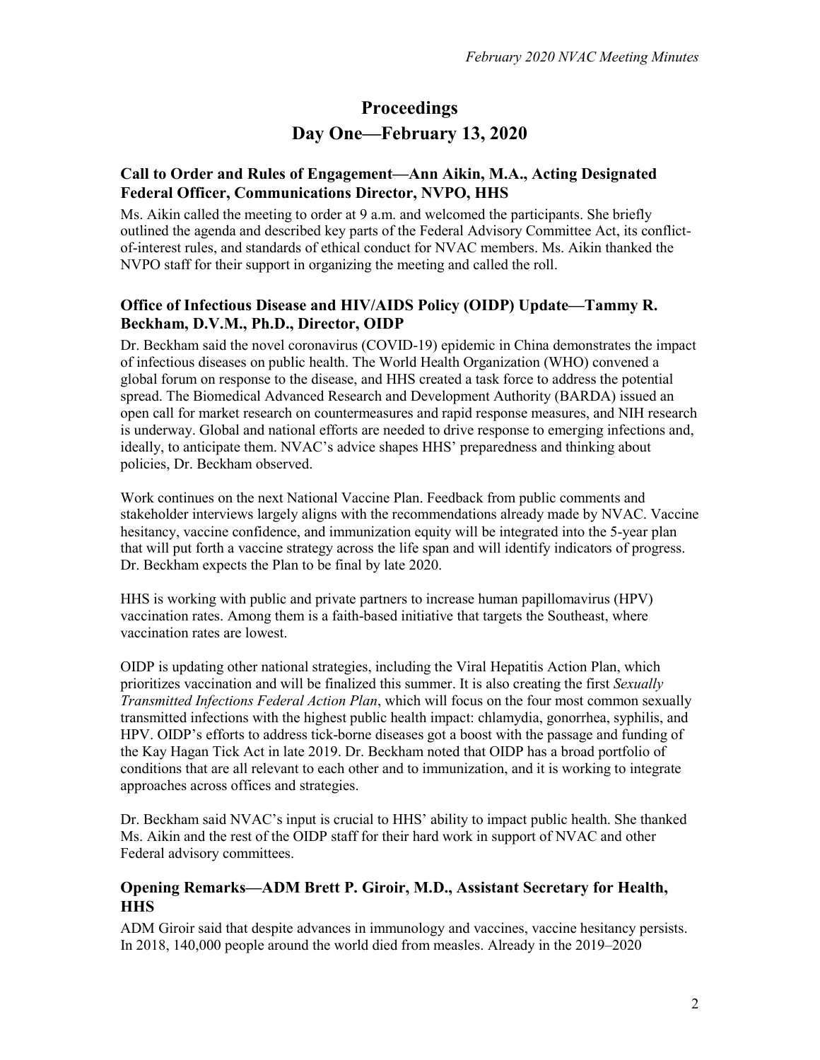# Proceedings

# Day One—February 13, 2020

## Call to Order and Rules of Engagement—Ann Aikin, M.A., Acting Designated Federal Officer, Communications Director, NVPO, HHS

Ms. Aikin called the meeting to order at 9 a.m. and welcomed the participants. She briefly outlined the agenda and described key parts of the Federal Advisory Committee Act, its conflict-of-interest rules, and standards of ethical conduct for NVAC members. Ms. Aikin thanked the NVPO staff for their support in organizing the meeting and called the roll.

## Office of Infectious Disease and HIV/AIDS Policy (OIDP) Update—Tammy R. Beckham, D.V.M., Ph.D., Director, OIDP

Dr. Beckham said the novel coronavirus (COVID-19) epidemic in China demonstrates the impact of infectious diseases on public health. The World Health Organization (WHO) convened a global forum on response to the disease, and HHS created a task force to address the potential spread. The Biomedical Advanced Research and Development Authority (BARDA) issued an open call for market research on countermeasures and rapid response measures, and NIH research is underway. Global and national efforts are needed to drive response to emerging infections and, ideally, to anticipate them. NVAC's advice shapes HHS' preparedness and thinking about policies, Dr. Beckham observed.

Work continues on the next National Vaccine Plan. Feedback from public comments and stakeholder interviews largely aligns with the recommendations already made by NVAC. Vaccine hesitancy, vaccine confidence, and immunization equity will be integrated into the 5-year plan that will put forth a vaccine strategy across the life span and will identify indicators of progress. Dr. Beckham expects the Plan to be final by late 2020.

HHS is working with public and private partners to increase human papillomavirus (HPV) vaccination rates. Among them is a faith-based initiative that targets the Southeast, where vaccination rates are lowest.

OIDP is updating other national strategies, including the Viral Hepatitis Action Plan, which prioritizes vaccination and will be finalized this summer. It is also creating the first *Sexually Transmitted Infections Federal Action Plan*, which will focus on the four most common sexually transmitted infections with the highest public health impact: chlamydia, gonorrhea, syphilis, and HPV. OIDP's efforts to address tick-borne diseases got a boost with the passage and funding of the Kay Hagan Tick Act in late 2019. Dr. Beckham noted that OIDP has a broad portfolio of conditions that are all relevant to each other and to immunization, and it is working to integrate approaches across offices and strategies.

Dr. Beckham said NVAC's input is crucial to HHS' ability to impact public health. She thanked Ms. Aikin and the rest of the OIDP staff for their hard work in support of NVAC and other Federal advisory committees.

## Opening Remarks—ADM Brett P. Giroir, M.D., Assistant Secretary for Health, HHS

ADM Giroir said that despite advances in immunology and vaccines, vaccine hesitancy persists. In 2018, 140,000 people around the world died from measles. Already in the 2019–2020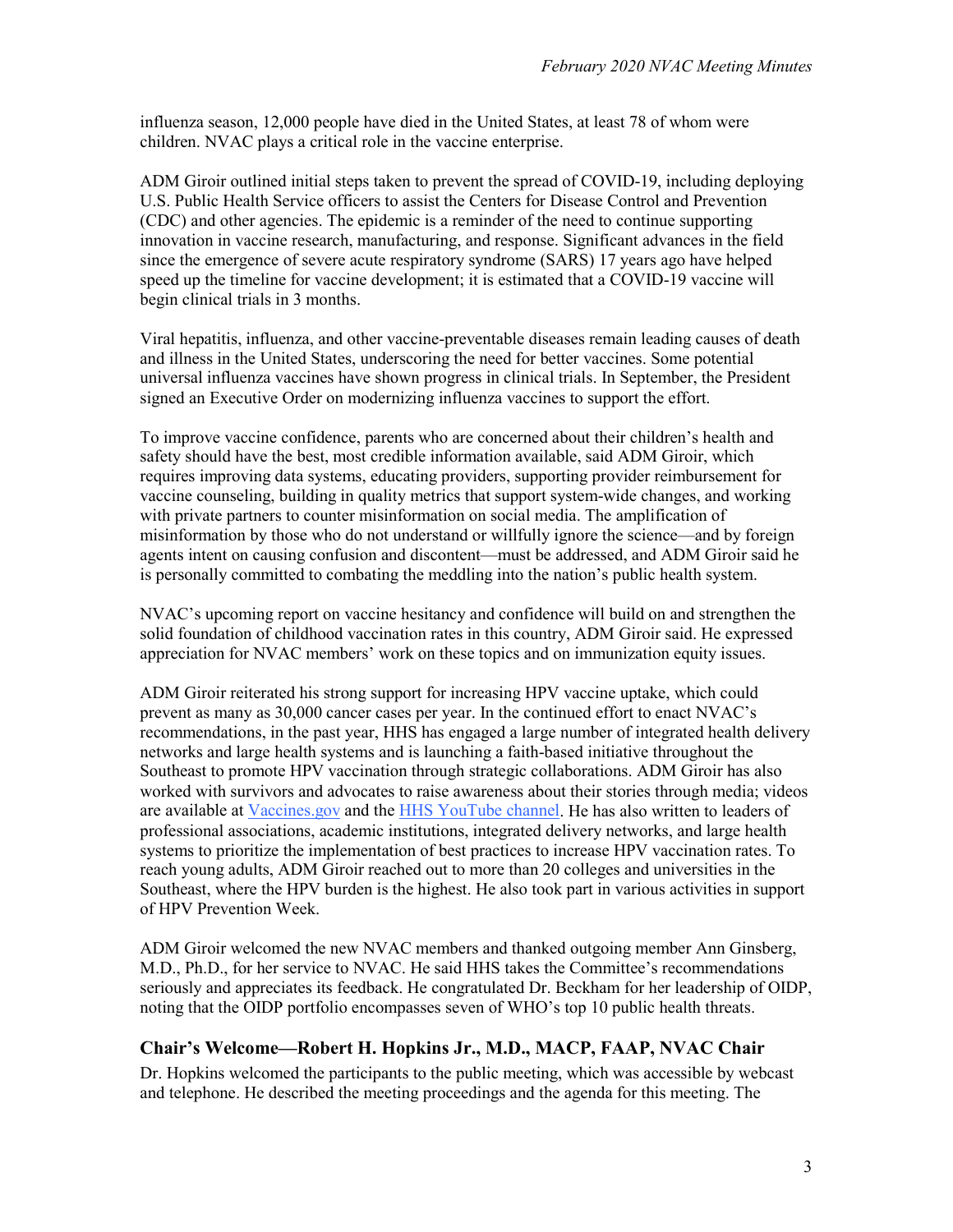influenza season, 12,000 people have died in the United States, at least 78 of whom were children. NVAC plays a critical role in the vaccine enterprise.

ADM Giroir outlined initial steps taken to prevent the spread of COVID-19, including deploying U.S. Public Health Service officers to assist the Centers for Disease Control and Prevention (CDC) and other agencies. The epidemic is a reminder of the need to continue supporting innovation in vaccine research, manufacturing, and response. Significant advances in the field since the emergence of severe acute respiratory syndrome (SARS) 17 years ago have helped speed up the timeline for vaccine development; it is estimated that a COVID-19 vaccine will begin clinical trials in 3 months.

Viral hepatitis, influenza, and other vaccine-preventable diseases remain leading causes of death and illness in the United States, underscoring the need for better vaccines. Some potential universal influenza vaccines have shown progress in clinical trials. In September, the President signed an Executive Order on modernizing influenza vaccines to support the effort.

To improve vaccine confidence, parents who are concerned about their children's health and safety should have the best, most credible information available, said ADM Giroir, which requires improving data systems, educating providers, supporting provider reimbursement for vaccine counseling, building in quality metrics that support system-wide changes, and working with private partners to counter misinformation on social media. The amplification of misinformation by those who do not understand or willfully ignore the science—and by foreign agents intent on causing confusion and discontent—must be addressed, and ADM Giroir said he is personally committed to combating the meddling into the nation's public health system.

NVAC's upcoming report on vaccine hesitancy and confidence will build on and strengthen the solid foundation of childhood vaccination rates in this country, ADM Giroir said. He expressed appreciation for NVAC members' work on these topics and on immunization equity issues.

ADM Giroir reiterated his strong support for increasing HPV vaccine uptake, which could prevent as many as 30,000 cancer cases per year. In the continued effort to enact NVAC's recommendations, in the past year, HHS has engaged a large number of integrated health delivery networks and large health systems and is launching a faith-based initiative throughout the Southeast to promote HPV vaccination through strategic collaborations. ADM Giroir has also worked with survivors and advocates to raise awareness about their stories through media; videos are available at Vaccines.gov and the HHS YouTube channel. He has also written to leaders of professional associations, academic institutions, integrated delivery networks, and large health systems to prioritize the implementation of best practices to increase HPV vaccination rates. To reach young adults, ADM Giroir reached out to more than 20 colleges and universities in the Southeast, where the HPV burden is the highest. He also took part in various activities in support of HPV Prevention Week.

ADM Giroir welcomed the new NVAC members and thanked outgoing member Ann Ginsberg, M.D., Ph.D., for her service to NVAC. He said HHS takes the Committee's recommendations seriously and appreciates its feedback. He congratulated Dr. Beckham for her leadership of OIDP, noting that the OIDP portfolio encompasses seven of WHO's top 10 public health threats.

## Chair's Welcome—Robert H. Hopkins Jr., M.D., MACP, FAAP, NVAC Chair

Dr. Hopkins welcomed the participants to the public meeting, which was accessible by webcast and telephone. He described the meeting proceedings and the agenda for this meeting. The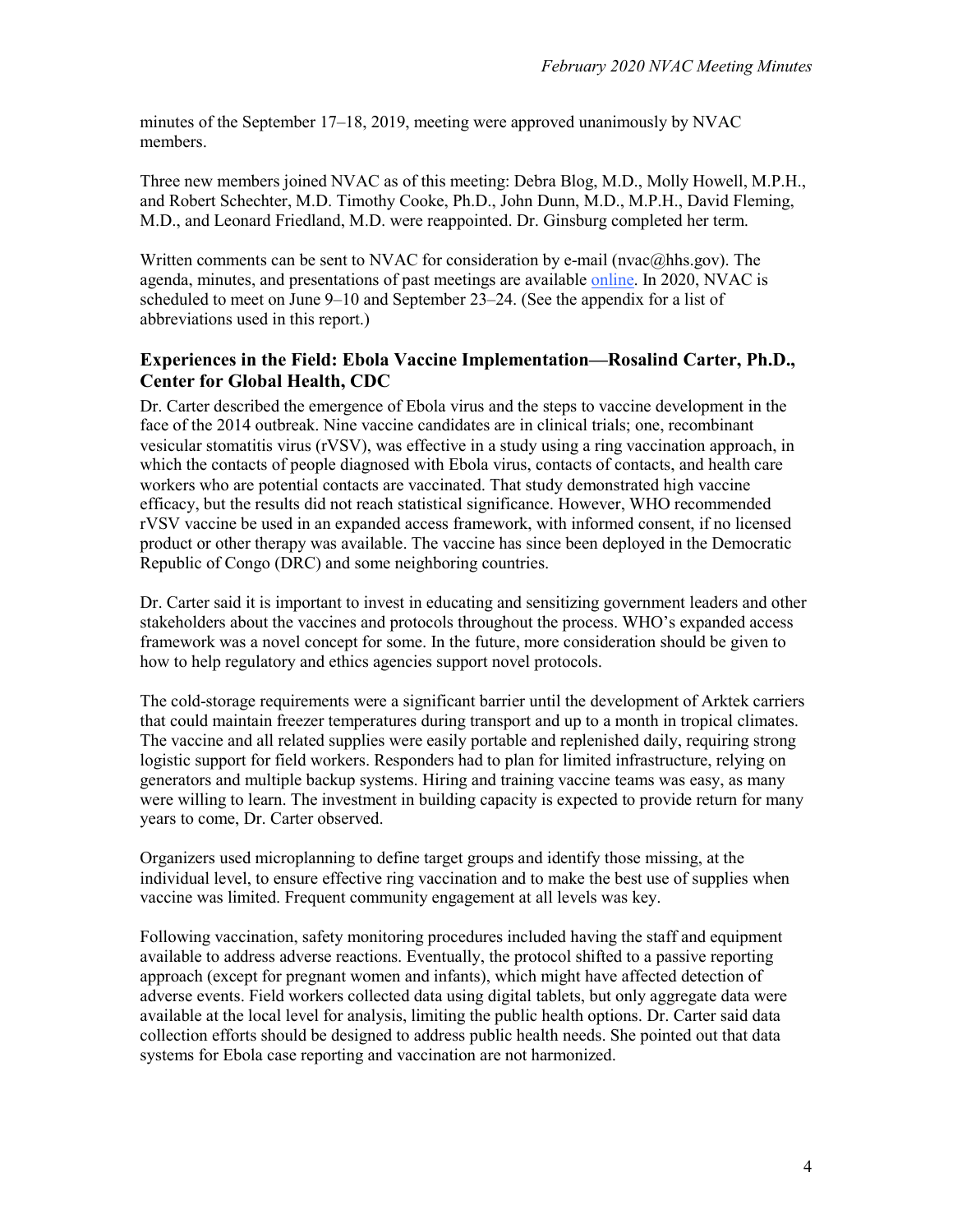minutes of the September 17–18, 2019, meeting were approved unanimously by NVAC members.

Three new members joined NVAC as of this meeting: Debra Blog, M.D., Molly Howell, M.P.H., and Robert Schechter, M.D. Timothy Cooke, Ph.D., John Dunn, M.D., M.P.H., David Fleming, M.D., and Leonard Friedland, M.D. were reappointed. Dr. Ginsburg completed her term.

Written comments can be sent to NVAC for consideration by e-mail (nvac@hhs.gov). The agenda, minutes, and presentations of past meetings are available online. In 2020, NVAC is scheduled to meet on June 9–10 and September 23–24. (See the appendix for a list of abbreviations used in this report.)

### Experiences in the Field: Ebola Vaccine Implementation—Rosalind Carter, Ph.D., Center for Global Health, CDC

Dr. Carter described the emergence of Ebola virus and the steps to vaccine development in the face of the 2014 outbreak. Nine vaccine candidates are in clinical trials; one, recombinant vesicular stomatitis virus (rVSV), was effective in a study using a ring vaccination approach, in which the contacts of people diagnosed with Ebola virus, contacts of contacts, and health care workers who are potential contacts are vaccinated. That study demonstrated high vaccine efficacy, but the results did not reach statistical significance. However, WHO recommended rVSV vaccine be used in an expanded access framework, with informed consent, if no licensed product or other therapy was available. The vaccine has since been deployed in the Democratic Republic of Congo (DRC) and some neighboring countries.

Dr. Carter said it is important to invest in educating and sensitizing government leaders and other stakeholders about the vaccines and protocols throughout the process. WHO's expanded access framework was a novel concept for some. In the future, more consideration should be given to how to help regulatory and ethics agencies support novel protocols.

The cold-storage requirements were a significant barrier until the development of Arktek carriers that could maintain freezer temperatures during transport and up to a month in tropical climates. The vaccine and all related supplies were easily portable and replenished daily, requiring strong logistic support for field workers. Responders had to plan for limited infrastructure, relying on generators and multiple backup systems. Hiring and training vaccine teams was easy, as many were willing to learn. The investment in building capacity is expected to provide return for many years to come, Dr. Carter observed.

Organizers used microplanning to define target groups and identify those missing, at the individual level, to ensure effective ring vaccination and to make the best use of supplies when vaccine was limited. Frequent community engagement at all levels was key.

Following vaccination, safety monitoring procedures included having the staff and equipment available to address adverse reactions. Eventually, the protocol shifted to a passive reporting approach (except for pregnant women and infants), which might have affected detection of adverse events. Field workers collected data using digital tablets, but only aggregate data were available at the local level for analysis, limiting the public health options. Dr. Carter said data collection efforts should be designed to address public health needs. She pointed out that data systems for Ebola case reporting and vaccination are not harmonized.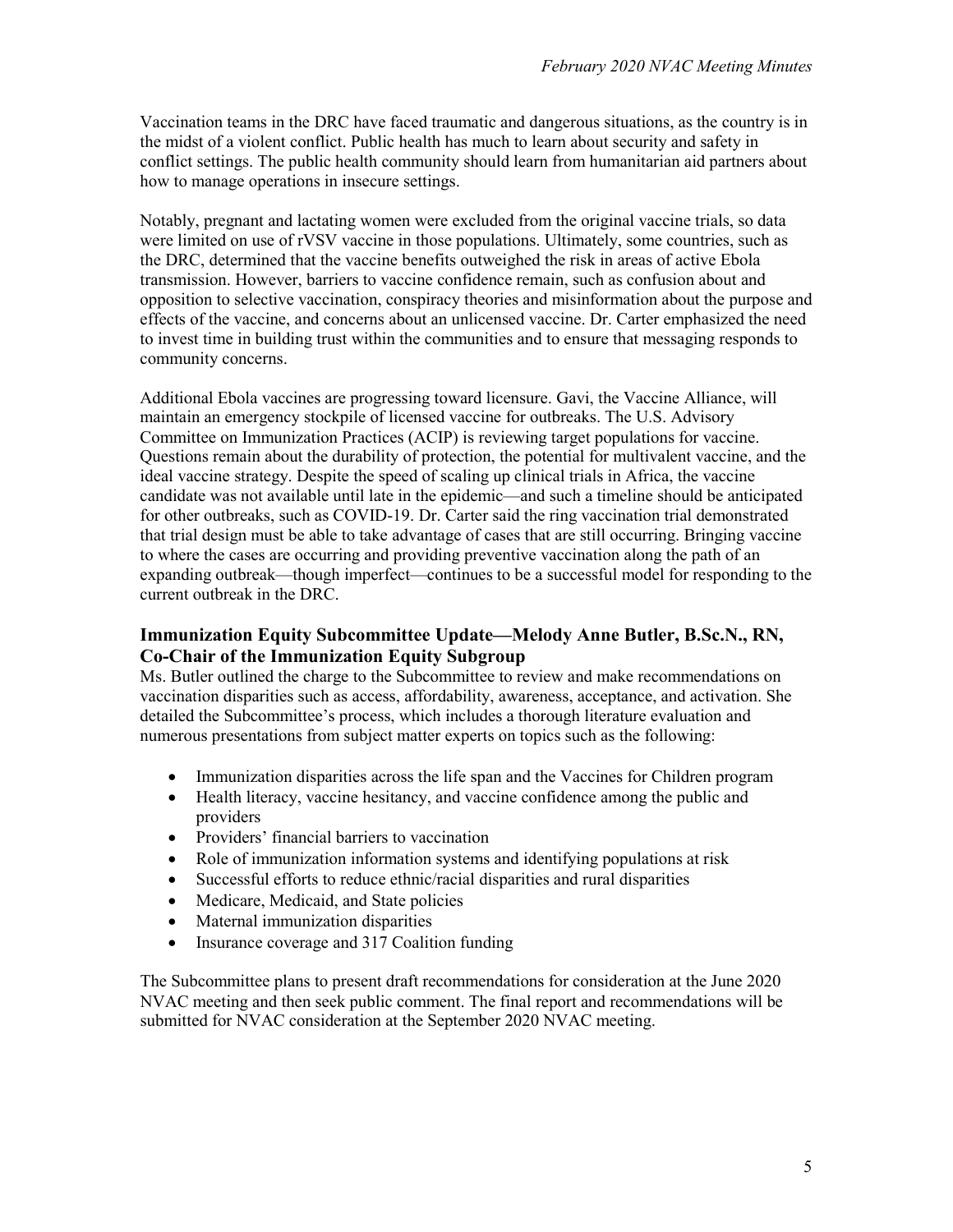Vaccination teams in the DRC have faced traumatic and dangerous situations, as the country is in the midst of a violent conflict. Public health has much to learn about security and safety in conflict settings. The public health community should learn from humanitarian aid partners about how to manage operations in insecure settings.

Notably, pregnant and lactating women were excluded from the original vaccine trials, so data were limited on use of rVSV vaccine in those populations. Ultimately, some countries, such as the DRC, determined that the vaccine benefits outweighed the risk in areas of active Ebola transmission. However, barriers to vaccine confidence remain, such as confusion about and opposition to selective vaccination, conspiracy theories and misinformation about the purpose and effects of the vaccine, and concerns about an unlicensed vaccine. Dr. Carter emphasized the need to invest time in building trust within the communities and to ensure that messaging responds to community concerns.

Additional Ebola vaccines are progressing toward licensure. Gavi, the Vaccine Alliance, will maintain an emergency stockpile of licensed vaccine for outbreaks. The U.S. Advisory Committee on Immunization Practices (ACIP) is reviewing target populations for vaccine. Questions remain about the durability of protection, the potential for multivalent vaccine, and the ideal vaccine strategy. Despite the speed of scaling up clinical trials in Africa, the vaccine candidate was not available until late in the epidemic—and such a timeline should be anticipated for other outbreaks, such as COVID-19. Dr. Carter said the ring vaccination trial demonstrated that trial design must be able to take advantage of cases that are still occurring. Bringing vaccine to where the cases are occurring and providing preventive vaccination along the path of an expanding outbreak—though imperfect—continues to be a successful model for responding to the current outbreak in the DRC.

## Immunization Equity Subcommittee Update—Melody Anne Butler, B.Sc.N., RN, Co-Chair of the Immunization Equity Subgroup

Ms. Butler outlined the charge to the Subcommittee to review and make recommendations on vaccination disparities such as access, affordability, awareness, acceptance, and activation. She detailed the Subcommittee's process, which includes a thorough literature evaluation and numerous presentations from subject matter experts on topics such as the following:

- Immunization disparities across the life span and the Vaccines for Children program
- Health literacy, vaccine hesitancy, and vaccine confidence among the public and providers
- Providers' financial barriers to vaccination
- Role of immunization information systems and identifying populations at risk
- Successful efforts to reduce ethnic/racial disparities and rural disparities
- Medicare, Medicaid, and State policies
- Maternal immunization disparities
- Insurance coverage and 317 Coalition funding

The Subcommittee plans to present draft recommendations for consideration at the June 2020 NVAC meeting and then seek public comment. The final report and recommendations will be submitted for NVAC consideration at the September 2020 NVAC meeting.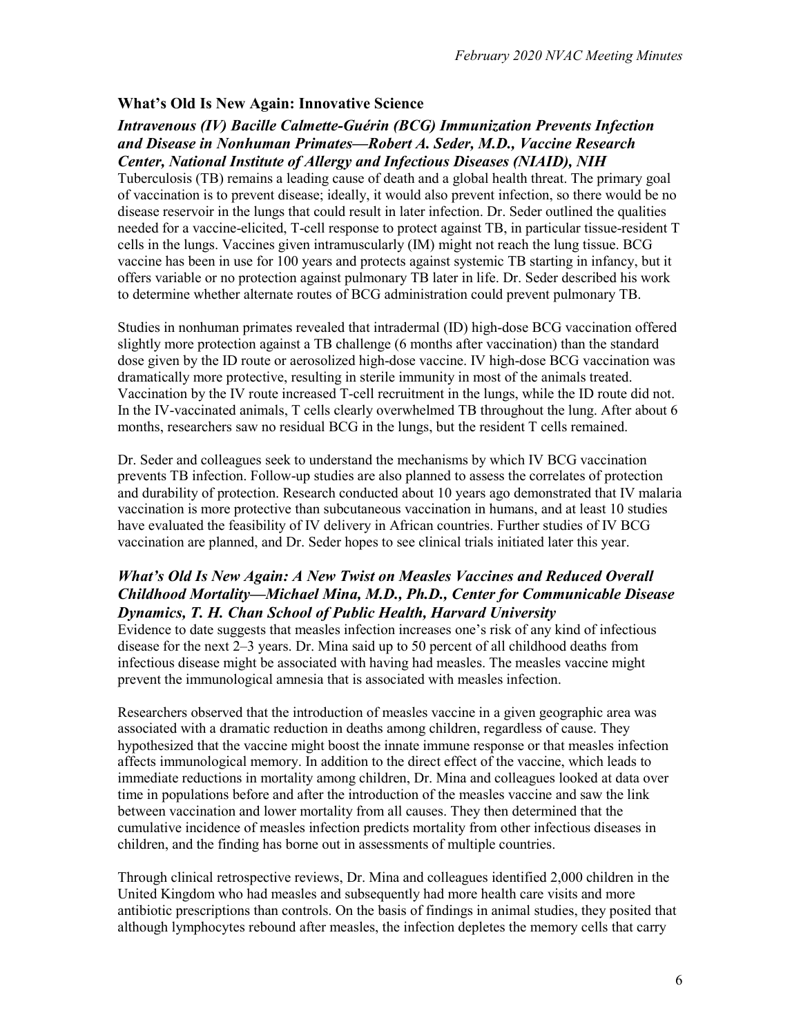## What's Old Is New Again: Innovative Science

### *Intravenous (IV) Bacille Calmette-Guérin (BCG) Immunization Prevents Infection and Disease in Nonhuman Primates—Robert A. Seder, M.D., Vaccine Research Center, National Institute of Allergy and Infectious Diseases (NIAID), NIH*

Tuberculosis (TB) remains a leading cause of death and a global health threat. The primary goal of vaccination is to prevent disease; ideally, it would also prevent infection, so there would be no disease reservoir in the lungs that could result in later infection. Dr. Seder outlined the qualities needed for a vaccine-elicited, T-cell response to protect against TB, in particular tissue-resident T cells in the lungs. Vaccines given intramuscularly (IM) might not reach the lung tissue. BCG vaccine has been in use for 100 years and protects against systemic TB starting in infancy, but it offers variable or no protection against pulmonary TB later in life. Dr. Seder described his work to determine whether alternate routes of BCG administration could prevent pulmonary TB.

Studies in nonhuman primates revealed that intradermal (ID) high-dose BCG vaccination offered slightly more protection against a TB challenge (6 months after vaccination) than the standard dose given by the ID route or aerosolized high-dose vaccine. IV high-dose BCG vaccination was dramatically more protective, resulting in sterile immunity in most of the animals treated. Vaccination by the IV route increased T-cell recruitment in the lungs, while the ID route did not. In the IV-vaccinated animals, T cells clearly overwhelmed TB throughout the lung. After about 6 months, researchers saw no residual BCG in the lungs, but the resident T cells remained.

Dr. Seder and colleagues seek to understand the mechanisms by which IV BCG vaccination prevents TB infection. Follow-up studies are also planned to assess the correlates of protection and durability of protection. Research conducted about 10 years ago demonstrated that IV malaria vaccination is more protective than subcutaneous vaccination in humans, and at least 10 studies have evaluated the feasibility of IV delivery in African countries. Further studies of IV BCG vaccination are planned, and Dr. Seder hopes to see clinical trials initiated later this year.

### *What's Old Is New Again: A New Twist on Measles Vaccines and Reduced Overall Childhood Mortality—Michael Mina, M.D., Ph.D., Center for Communicable Disease Dynamics, T. H. Chan School of Public Health, Harvard University*

Evidence to date suggests that measles infection increases one's risk of any kind of infectious disease for the next 2–3 years. Dr. Mina said up to 50 percent of all childhood deaths from infectious disease might be associated with having had measles. The measles vaccine might prevent the immunological amnesia that is associated with measles infection.

Researchers observed that the introduction of measles vaccine in a given geographic area was associated with a dramatic reduction in deaths among children, regardless of cause. They hypothesized that the vaccine might boost the innate immune response or that measles infection affects immunological memory. In addition to the direct effect of the vaccine, which leads to immediate reductions in mortality among children, Dr. Mina and colleagues looked at data over time in populations before and after the introduction of the measles vaccine and saw the link between vaccination and lower mortality from all causes. They then determined that the cumulative incidence of measles infection predicts mortality from other infectious diseases in children, and the finding has borne out in assessments of multiple countries.

Through clinical retrospective reviews, Dr. Mina and colleagues identified 2,000 children in the United Kingdom who had measles and subsequently had more health care visits and more antibiotic prescriptions than controls. On the basis of findings in animal studies, they posited that although lymphocytes rebound after measles, the infection depletes the memory cells that carry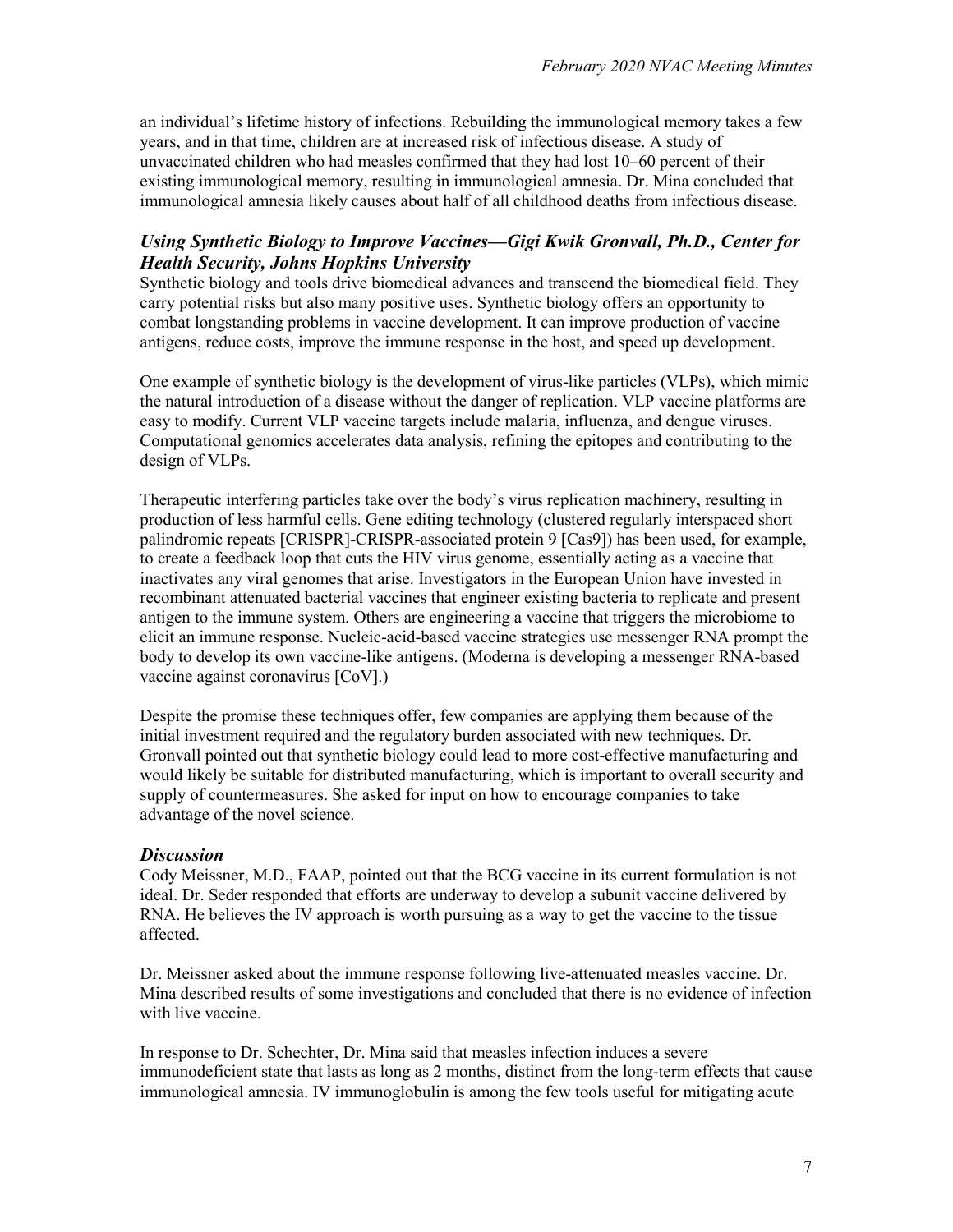an individual's lifetime history of infections. Rebuilding the immunological memory takes a few years, and in that time, children are at increased risk of infectious disease. A study of unvaccinated children who had measles confirmed that they had lost 10–60 percent of their existing immunological memory, resulting in immunological amnesia. Dr. Mina concluded that immunological amnesia likely causes about half of all childhood deaths from infectious disease.

### *Using Synthetic Biology to Improve Vaccines—Gigi Kwik Gronvall, Ph.D., Center for Health Security, Johns Hopkins University*

Synthetic biology and tools drive biomedical advances and transcend the biomedical field. They carry potential risks but also many positive uses. Synthetic biology offers an opportunity to combat longstanding problems in vaccine development. It can improve production of vaccine antigens, reduce costs, improve the immune response in the host, and speed up development.

One example of synthetic biology is the development of virus-like particles (VLPs), which mimic the natural introduction of a disease without the danger of replication. VLP vaccine platforms are easy to modify. Current VLP vaccine targets include malaria, influenza, and dengue viruses. Computational genomics accelerates data analysis, refining the epitopes and contributing to the design of VLPs.

Therapeutic interfering particles take over the body's virus replication machinery, resulting in production of less harmful cells. Gene editing technology (clustered regularly interspaced short palindromic repeats [CRISPR]-CRISPR-associated protein 9 [Cas9]) has been used, for example, to create a feedback loop that cuts the HIV virus genome, essentially acting as a vaccine that inactivates any viral genomes that arise. Investigators in the European Union have invested in recombinant attenuated bacterial vaccines that engineer existing bacteria to replicate and present antigen to the immune system. Others are engineering a vaccine that triggers the microbiome to elicit an immune response. Nucleic-acid-based vaccine strategies use messenger RNA prompt the body to develop its own vaccine-like antigens. (Moderna is developing a messenger RNA-based vaccine against coronavirus [CoV].)

Despite the promise these techniques offer, few companies are applying them because of the initial investment required and the regulatory burden associated with new techniques. Dr. Gronvall pointed out that synthetic biology could lead to more cost-effective manufacturing and would likely be suitable for distributed manufacturing, which is important to overall security and supply of countermeasures. She asked for input on how to encourage companies to take advantage of the novel science.

### *Discussion*

Cody Meissner, M.D., FAAP, pointed out that the BCG vaccine in its current formulation is not ideal. Dr. Seder responded that efforts are underway to develop a subunit vaccine delivered by RNA. He believes the IV approach is worth pursuing as a way to get the vaccine to the tissue affected.

Dr. Meissner asked about the immune response following live-attenuated measles vaccine. Dr. Mina described results of some investigations and concluded that there is no evidence of infection with live vaccine.

In response to Dr. Schechter, Dr. Mina said that measles infection induces a severe immunodeficient state that lasts as long as 2 months, distinct from the long-term effects that cause immunological amnesia. IV immunoglobulin is among the few tools useful for mitigating acute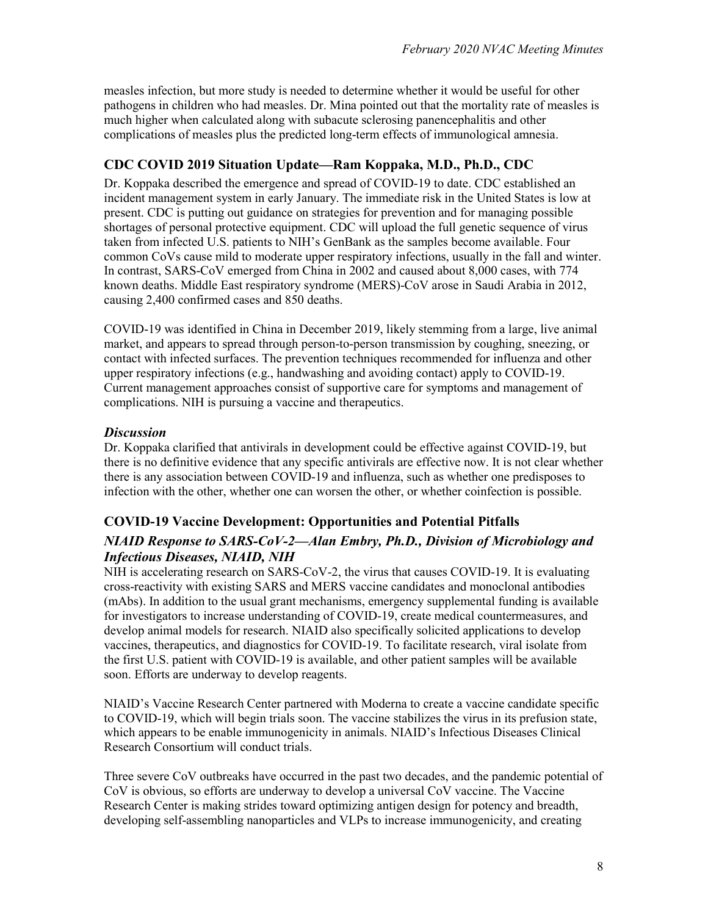measles infection, but more study is needed to determine whether it would be useful for other pathogens in children who had measles. Dr. Mina pointed out that the mortality rate of measles is much higher when calculated along with subacute sclerosing panencephalitis and other complications of measles plus the predicted long-term effects of immunological amnesia.

## CDC COVID 2019 Situation Update—Ram Koppaka, M.D., Ph.D., CDC

Dr. Koppaka described the emergence and spread of COVID-19 to date. CDC established an incident management system in early January. The immediate risk in the United States is low at present. CDC is putting out guidance on strategies for prevention and for managing possible shortages of personal protective equipment. CDC will upload the full genetic sequence of virus taken from infected U.S. patients to NIH's GenBank as the samples become available. Four common CoVs cause mild to moderate upper respiratory infections, usually in the fall and winter. In contrast, SARS-CoV emerged from China in 2002 and caused about 8,000 cases, with 774 known deaths. Middle East respiratory syndrome (MERS)-CoV arose in Saudi Arabia in 2012, causing 2,400 confirmed cases and 850 deaths.

COVID-19 was identified in China in December 2019, likely stemming from a large, live animal market, and appears to spread through person-to-person transmission by coughing, sneezing, or contact with infected surfaces. The prevention techniques recommended for influenza and other upper respiratory infections (e.g., handwashing and avoiding contact) apply to COVID-19. Current management approaches consist of supportive care for symptoms and management of complications. NIH is pursuing a vaccine and therapeutics.

### *Discussion*

Dr. Koppaka clarified that antivirals in development could be effective against COVID-19, but there is no definitive evidence that any specific antivirals are effective now. It is not clear whether there is any association between COVID-19 and influenza, such as whether one predisposes to infection with the other, whether one can worsen the other, or whether coinfection is possible.

## COVID-19 Vaccine Development: Opportunities and Potential Pitfalls

### *NIAID Response to SARS-CoV-2—Alan Embry, Ph.D., Division of Microbiology and Infectious Diseases, NIAID, NIH*

NIH is accelerating research on SARS-CoV-2, the virus that causes COVID-19. It is evaluating cross-reactivity with existing SARS and MERS vaccine candidates and monoclonal antibodies (mAbs). In addition to the usual grant mechanisms, emergency supplemental funding is available for investigators to increase understanding of COVID-19, create medical countermeasures, and develop animal models for research. NIAID also specifically solicited applications to develop vaccines, therapeutics, and diagnostics for COVID-19. To facilitate research, viral isolate from the first U.S. patient with COVID-19 is available, and other patient samples will be available soon. Efforts are underway to develop reagents.

NIAID's Vaccine Research Center partnered with Moderna to create a vaccine candidate specific to COVID-19, which will begin trials soon. The vaccine stabilizes the virus in its prefusion state, which appears to be enable immunogenicity in animals. NIAID's Infectious Diseases Clinical Research Consortium will conduct trials.

Three severe CoV outbreaks have occurred in the past two decades, and the pandemic potential of CoV is obvious, so efforts are underway to develop a universal CoV vaccine. The Vaccine Research Center is making strides toward optimizing antigen design for potency and breadth, developing self-assembling nanoparticles and VLPs to increase immunogenicity, and creating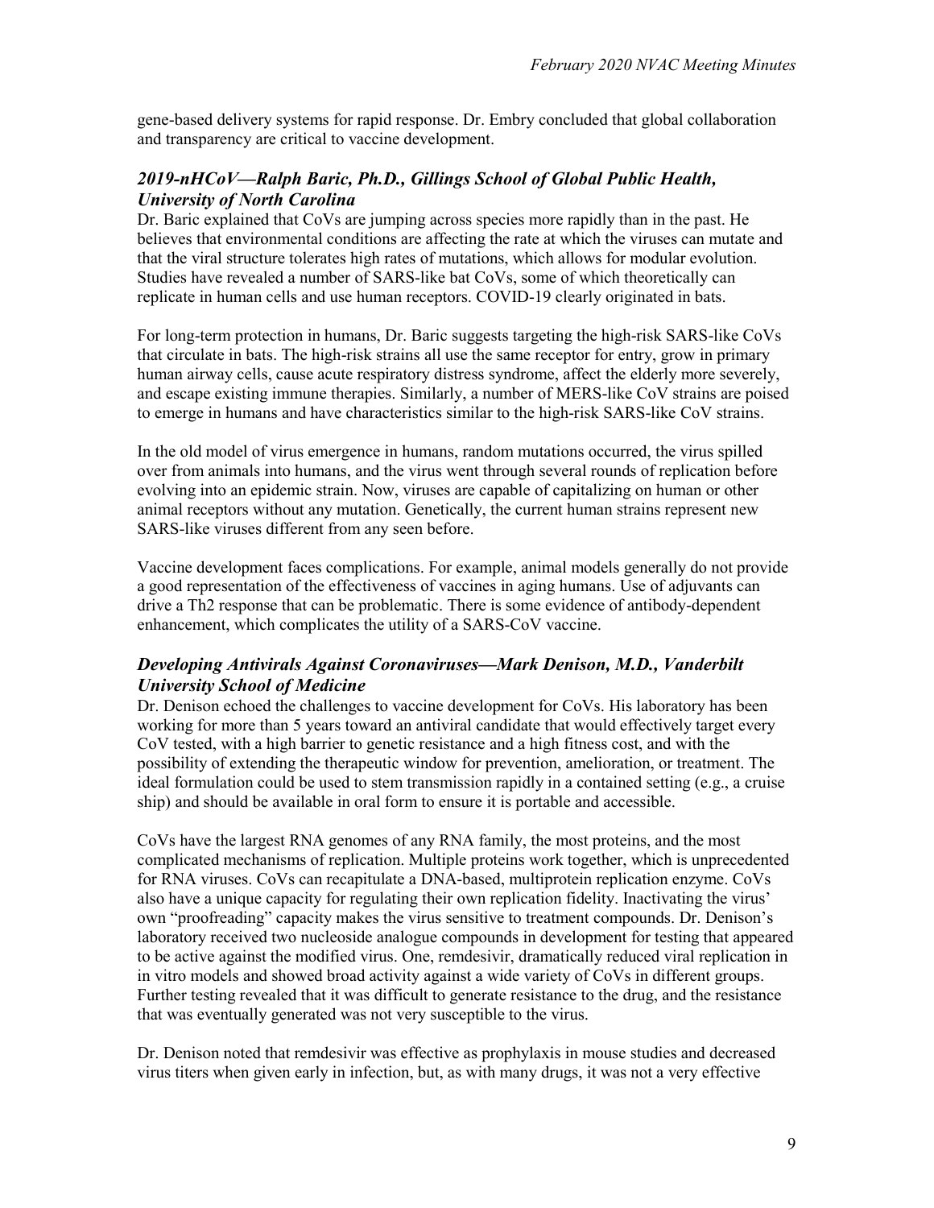gene-based delivery systems for rapid response. Dr. Embry concluded that global collaboration and transparency are critical to vaccine development.

### *2019-nHCoV—Ralph Baric, Ph.D., Gillings School of Global Public Health, University of North Carolina*

Dr. Baric explained that CoVs are jumping across species more rapidly than in the past. He believes that environmental conditions are affecting the rate at which the viruses can mutate and that the viral structure tolerates high rates of mutations, which allows for modular evolution. Studies have revealed a number of SARS-like bat CoVs, some of which theoretically can replicate in human cells and use human receptors. COVID-19 clearly originated in bats.

For long-term protection in humans, Dr. Baric suggests targeting the high-risk SARS-like CoVs that circulate in bats. The high-risk strains all use the same receptor for entry, grow in primary human airway cells, cause acute respiratory distress syndrome, affect the elderly more severely, and escape existing immune therapies. Similarly, a number of MERS-like CoV strains are poised to emerge in humans and have characteristics similar to the high-risk SARS-like CoV strains.

In the old model of virus emergence in humans, random mutations occurred, the virus spilled over from animals into humans, and the virus went through several rounds of replication before evolving into an epidemic strain. Now, viruses are capable of capitalizing on human or other animal receptors without any mutation. Genetically, the current human strains represent new SARS-like viruses different from any seen before.

Vaccine development faces complications. For example, animal models generally do not provide a good representation of the effectiveness of vaccines in aging humans. Use of adjuvants can drive a Th2 response that can be problematic. There is some evidence of antibody-dependent enhancement, which complicates the utility of a SARS-CoV vaccine.

### *Developing Antivirals Against Coronaviruses—Mark Denison, M.D., Vanderbilt University School of Medicine*

Dr. Denison echoed the challenges to vaccine development for CoVs. His laboratory has been working for more than 5 years toward an antiviral candidate that would effectively target every CoV tested, with a high barrier to genetic resistance and a high fitness cost, and with the possibility of extending the therapeutic window for prevention, amelioration, or treatment. The ideal formulation could be used to stem transmission rapidly in a contained setting (e.g., a cruise ship) and should be available in oral form to ensure it is portable and accessible.

CoVs have the largest RNA genomes of any RNA family, the most proteins, and the most complicated mechanisms of replication. Multiple proteins work together, which is unprecedented for RNA viruses. CoVs can recapitulate a DNA-based, multiprotein replication enzyme. CoVs also have a unique capacity for regulating their own replication fidelity. Inactivating the virus' own "proofreading" capacity makes the virus sensitive to treatment compounds. Dr. Denison's laboratory received two nucleoside analogue compounds in development for testing that appeared to be active against the modified virus. One, remdesivir, dramatically reduced viral replication in in vitro models and showed broad activity against a wide variety of CoVs in different groups. Further testing revealed that it was difficult to generate resistance to the drug, and the resistance that was eventually generated was not very susceptible to the virus.

Dr. Denison noted that remdesivir was effective as prophylaxis in mouse studies and decreased virus titers when given early in infection, but, as with many drugs, it was not a very effective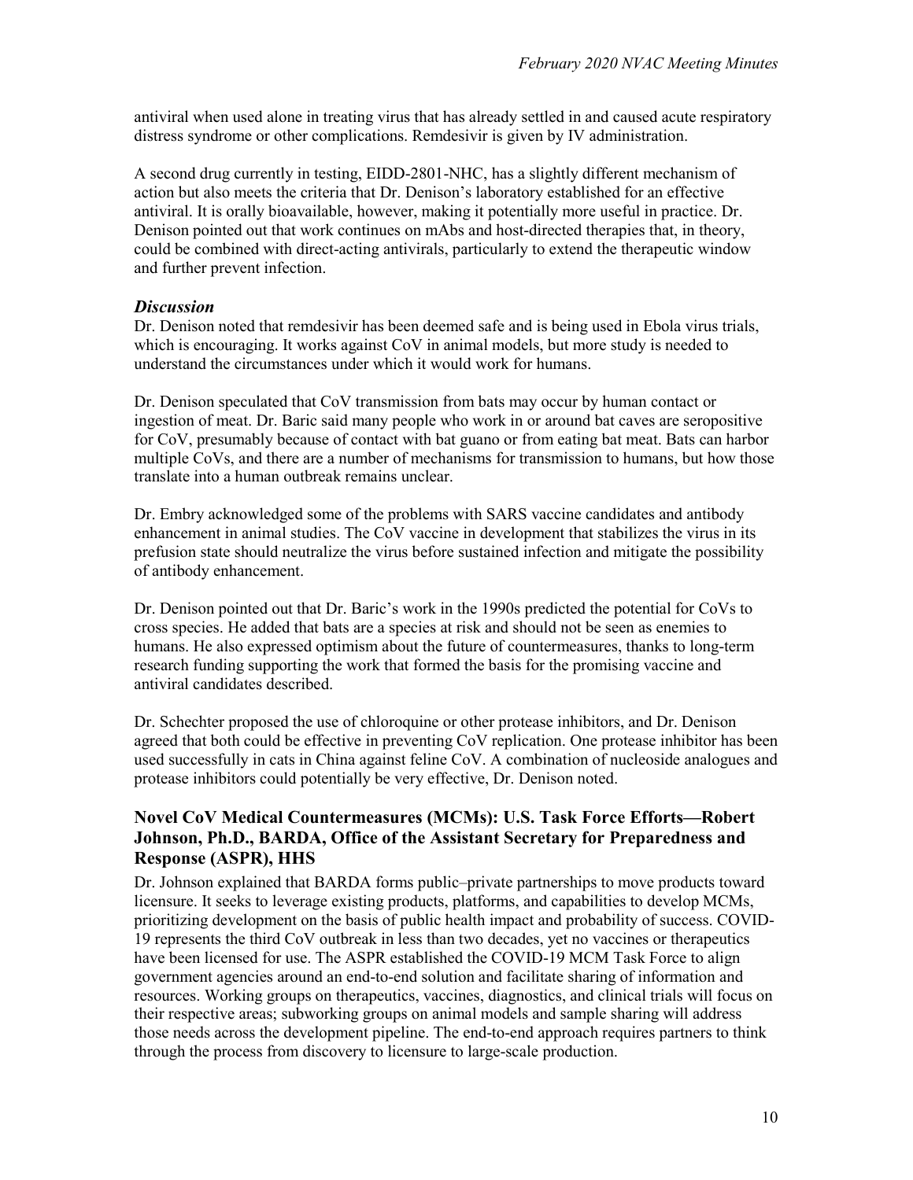antiviral when used alone in treating virus that has already settled in and caused acute respiratory distress syndrome or other complications. Remdesivir is given by IV administration.

A second drug currently in testing, EIDD-2801-NHC, has a slightly different mechanism of action but also meets the criteria that Dr. Denison's laboratory established for an effective antiviral. It is orally bioavailable, however, making it potentially more useful in practice. Dr. Denison pointed out that work continues on mAbs and host-directed therapies that, in theory, could be combined with direct-acting antivirals, particularly to extend the therapeutic window and further prevent infection.

### *Discussion*

Dr. Denison noted that remdesivir has been deemed safe and is being used in Ebola virus trials, which is encouraging. It works against CoV in animal models, but more study is needed to understand the circumstances under which it would work for humans.

Dr. Denison speculated that CoV transmission from bats may occur by human contact or ingestion of meat. Dr. Baric said many people who work in or around bat caves are seropositive for CoV, presumably because of contact with bat guano or from eating bat meat. Bats can harbor multiple CoVs, and there are a number of mechanisms for transmission to humans, but how those translate into a human outbreak remains unclear.

Dr. Embry acknowledged some of the problems with SARS vaccine candidates and antibody enhancement in animal studies. The CoV vaccine in development that stabilizes the virus in its prefusion state should neutralize the virus before sustained infection and mitigate the possibility of antibody enhancement.

Dr. Denison pointed out that Dr. Baric's work in the 1990s predicted the potential for CoVs to cross species. He added that bats are a species at risk and should not be seen as enemies to humans. He also expressed optimism about the future of countermeasures, thanks to long-term research funding supporting the work that formed the basis for the promising vaccine and antiviral candidates described.

Dr. Schechter proposed the use of chloroquine or other protease inhibitors, and Dr. Denison agreed that both could be effective in preventing CoV replication. One protease inhibitor has been used successfully in cats in China against feline CoV. A combination of nucleoside analogues and protease inhibitors could potentially be very effective, Dr. Denison noted.

## Novel CoV Medical Countermeasures (MCMs): U.S. Task Force Efforts—Robert Johnson, Ph.D., BARDA, Office of the Assistant Secretary for Preparedness and Response (ASPR), HHS

Dr. Johnson explained that BARDA forms public–private partnerships to move products toward licensure. It seeks to leverage existing products, platforms, and capabilities to develop MCMs, prioritizing development on the basis of public health impact and probability of success. COVID-19 represents the third CoV outbreak in less than two decades, yet no vaccines or therapeutics have been licensed for use. The ASPR established the COVID-19 MCM Task Force to align government agencies around an end-to-end solution and facilitate sharing of information and resources. Working groups on therapeutics, vaccines, diagnostics, and clinical trials will focus on their respective areas; subworking groups on animal models and sample sharing will address those needs across the development pipeline. The end-to-end approach requires partners to think through the process from discovery to licensure to large-scale production.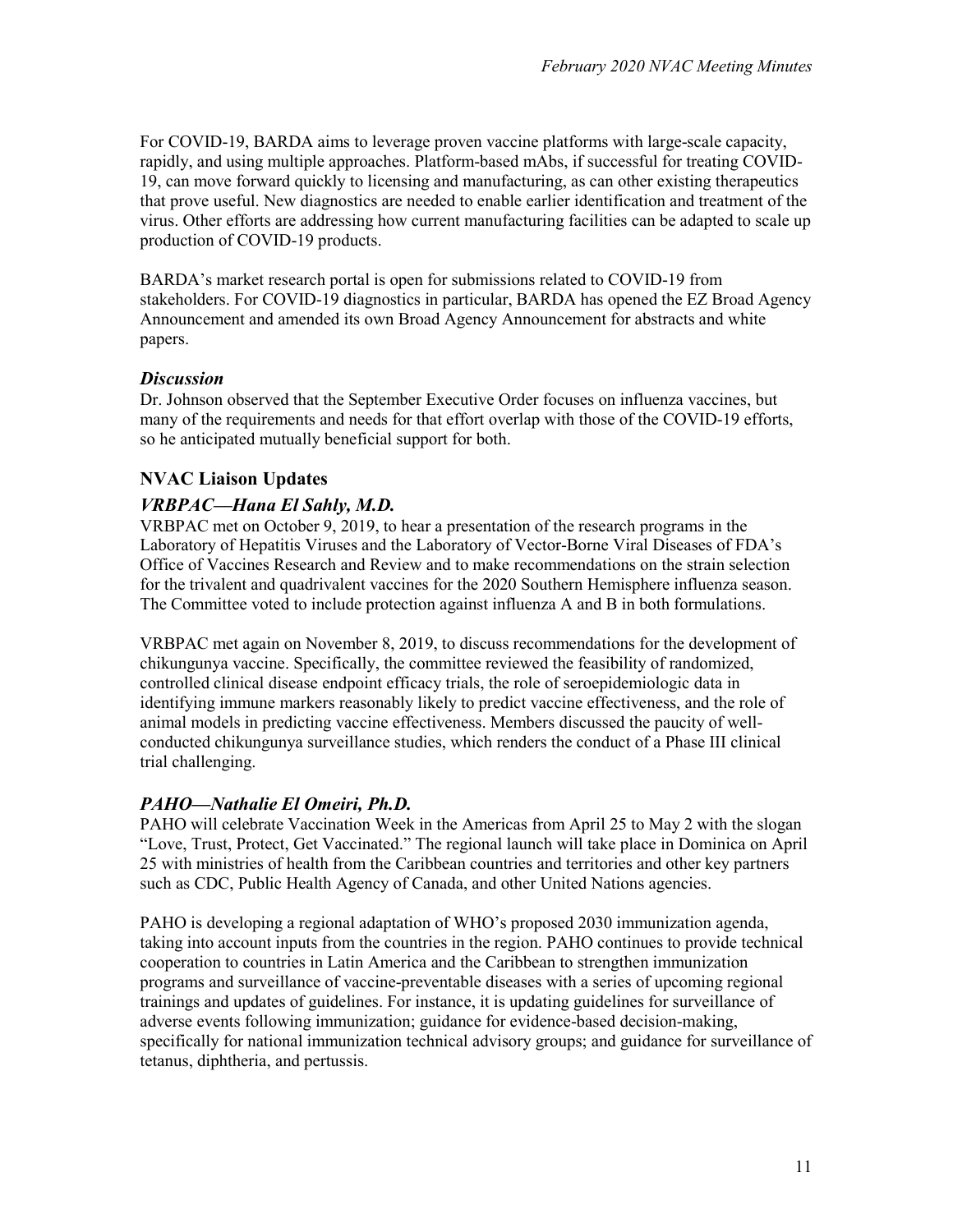For COVID-19, BARDA aims to leverage proven vaccine platforms with large-scale capacity, rapidly, and using multiple approaches. Platform-based mAbs, if successful for treating COVID-19, can move forward quickly to licensing and manufacturing, as can other existing therapeutics that prove useful. New diagnostics are needed to enable earlier identification and treatment of the virus. Other efforts are addressing how current manufacturing facilities can be adapted to scale up production of COVID-19 products.

BARDA's market research portal is open for submissions related to COVID-19 from stakeholders. For COVID-19 diagnostics in particular, BARDA has opened the EZ Broad Agency Announcement and amended its own Broad Agency Announcement for abstracts and white papers.

### *Discussion*

Dr. Johnson observed that the September Executive Order focuses on influenza vaccines, but many of the requirements and needs for that effort overlap with those of the COVID-19 efforts, so he anticipated mutually beneficial support for both.

## NVAC Liaison Updates

### *VRBPAC—Hana El Sahly, M.D.*

VRBPAC met on October 9, 2019, to hear a presentation of the research programs in the Laboratory of Hepatitis Viruses and the Laboratory of Vector-Borne Viral Diseases of FDA's Office of Vaccines Research and Review and to make recommendations on the strain selection for the trivalent and quadrivalent vaccines for the 2020 Southern Hemisphere influenza season. The Committee voted to include protection against influenza A and B in both formulations.

VRBPAC met again on November 8, 2019, to discuss recommendations for the development of chikungunya vaccine. Specifically, the committee reviewed the feasibility of randomized, controlled clinical disease endpoint efficacy trials, the role of seroepidemiologic data in identifying immune markers reasonably likely to predict vaccine effectiveness, and the role of animal models in predicting vaccine effectiveness. Members discussed the paucity of well-conducted chikungunya surveillance studies, which renders the conduct of a Phase III clinical trial challenging.

### *PAHO—Nathalie El Omeiri, Ph.D.*

PAHO will celebrate Vaccination Week in the Americas from April 25 to May 2 with the slogan "Love, Trust, Protect, Get Vaccinated." The regional launch will take place in Dominica on April 25 with ministries of health from the Caribbean countries and territories and other key partners such as CDC, Public Health Agency of Canada, and other United Nations agencies.

PAHO is developing a regional adaptation of WHO's proposed 2030 immunization agenda, taking into account inputs from the countries in the region. PAHO continues to provide technical cooperation to countries in Latin America and the Caribbean to strengthen immunization programs and surveillance of vaccine-preventable diseases with a series of upcoming regional trainings and updates of guidelines. For instance, it is updating guidelines for surveillance of adverse events following immunization; guidance for evidence-based decision-making, specifically for national immunization technical advisory groups; and guidance for surveillance of tetanus, diphtheria, and pertussis.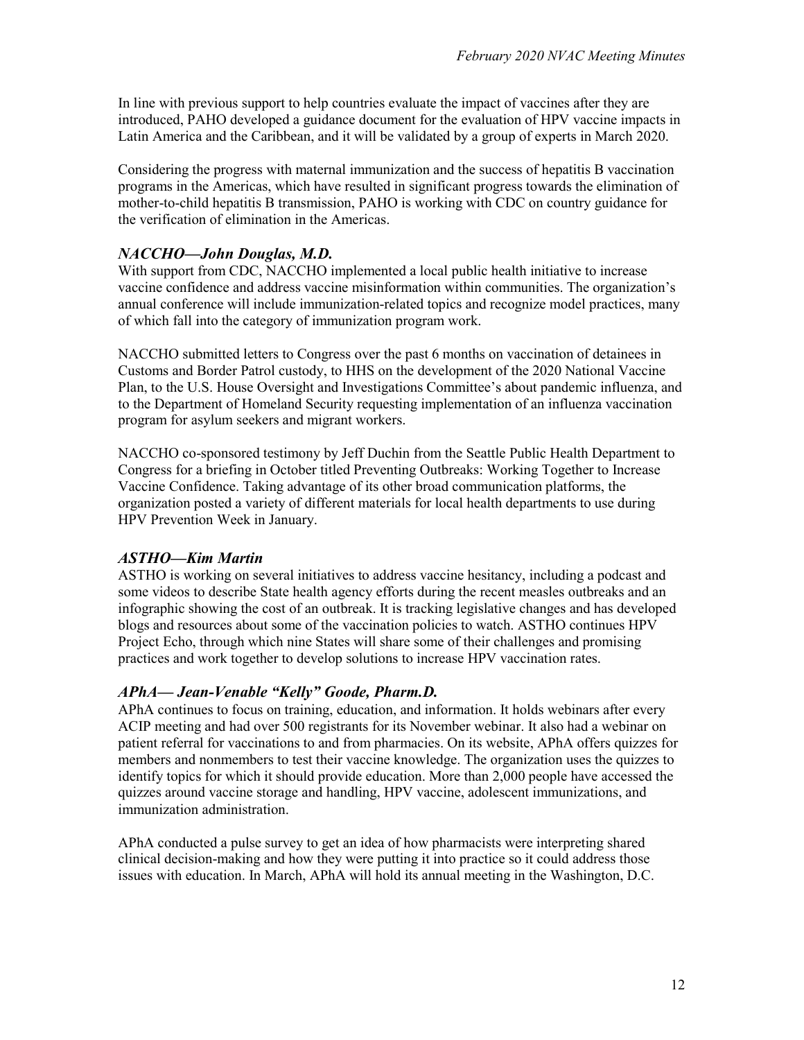In line with previous support to help countries evaluate the impact of vaccines after they are introduced, PAHO developed a guidance document for the evaluation of HPV vaccine impacts in Latin America and the Caribbean, and it will be validated by a group of experts in March 2020.

Considering the progress with maternal immunization and the success of hepatitis B vaccination programs in the Americas, which have resulted in significant progress towards the elimination of mother-to-child hepatitis B transmission, PAHO is working with CDC on country guidance for the verification of elimination in the Americas.

### *NACCHO—John Douglas, M.D.*

With support from CDC, NACCHO implemented a local public health initiative to increase vaccine confidence and address vaccine misinformation within communities. The organization's annual conference will include immunization-related topics and recognize model practices, many of which fall into the category of immunization program work.

NACCHO submitted letters to Congress over the past 6 months on vaccination of detainees in Customs and Border Patrol custody, to HHS on the development of the 2020 National Vaccine Plan, to the U.S. House Oversight and Investigations Committee's about pandemic influenza, and to the Department of Homeland Security requesting implementation of an influenza vaccination program for asylum seekers and migrant workers.

NACCHO co-sponsored testimony by Jeff Duchin from the Seattle Public Health Department to Congress for a briefing in October titled Preventing Outbreaks: Working Together to Increase Vaccine Confidence. Taking advantage of its other broad communication platforms, the organization posted a variety of different materials for local health departments to use during HPV Prevention Week in January.

### *ASTHO—Kim Martin*

ASTHO is working on several initiatives to address vaccine hesitancy, including a podcast and some videos to describe State health agency efforts during the recent measles outbreaks and an infographic showing the cost of an outbreak. It is tracking legislative changes and has developed blogs and resources about some of the vaccination policies to watch. ASTHO continues HPV Project Echo, through which nine States will share some of their challenges and promising practices and work together to develop solutions to increase HPV vaccination rates.

### *APhA— Jean-Venable "Kelly" Goode, Pharm.D.*

APhA continues to focus on training, education, and information. It holds webinars after every ACIP meeting and had over 500 registrants for its November webinar. It also had a webinar on patient referral for vaccinations to and from pharmacies. On its website, APhA offers quizzes for members and nonmembers to test their vaccine knowledge. The organization uses the quizzes to identify topics for which it should provide education. More than 2,000 people have accessed the quizzes around vaccine storage and handling, HPV vaccine, adolescent immunizations, and immunization administration.

APhA conducted a pulse survey to get an idea of how pharmacists were interpreting shared clinical decision-making and how they were putting it into practice so it could address those issues with education. In March, APhA will hold its annual meeting in the Washington, D.C.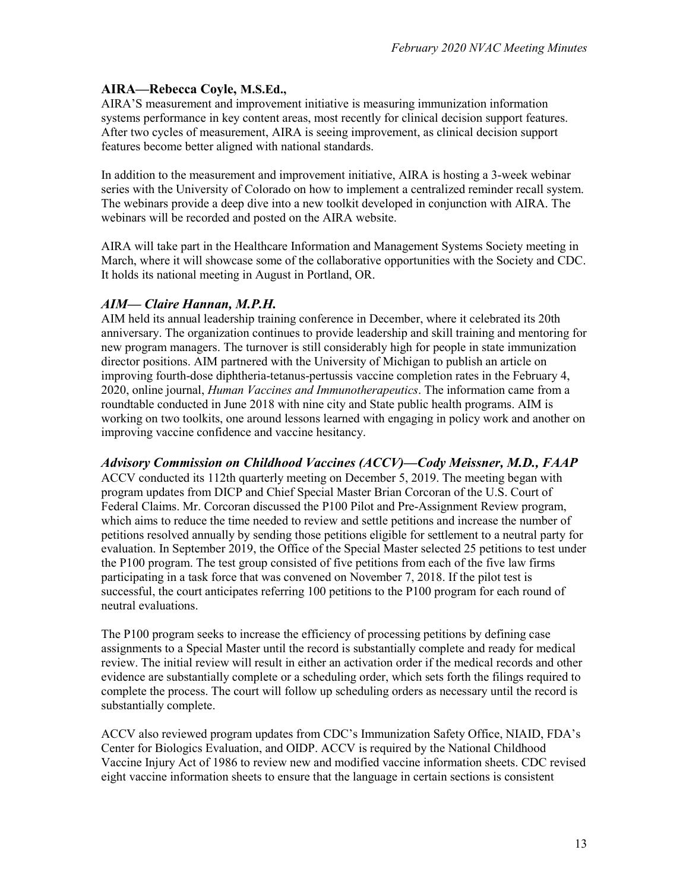### AIRA—Rebecca Coyle, M.S.Ed.,

AIRA'S measurement and improvement initiative is measuring immunization information systems performance in key content areas, most recently for clinical decision support features. After two cycles of measurement, AIRA is seeing improvement, as clinical decision support features become better aligned with national standards.

In addition to the measurement and improvement initiative, AIRA is hosting a 3-week webinar series with the University of Colorado on how to implement a centralized reminder recall system. The webinars provide a deep dive into a new toolkit developed in conjunction with AIRA. The webinars will be recorded and posted on the AIRA website.

AIRA will take part in the Healthcare Information and Management Systems Society meeting in March, where it will showcase some of the collaborative opportunities with the Society and CDC. It holds its national meeting in August in Portland, OR.

### *AIM— Claire Hannan, M.P.H.*

AIM held its annual leadership training conference in December, where it celebrated its 20th anniversary. The organization continues to provide leadership and skill training and mentoring for new program managers. The turnover is still considerably high for people in state immunization director positions. AIM partnered with the University of Michigan to publish an article on improving fourth-dose diphtheria-tetanus-pertussis vaccine completion rates in the February 4, 2020, online journal, *Human Vaccines and Immunotherapeutics*. The information came from a roundtable conducted in June 2018 with nine city and State public health programs. AIM is working on two toolkits, one around lessons learned with engaging in policy work and another on improving vaccine confidence and vaccine hesitancy.

### *Advisory Commission on Childhood Vaccines (ACCV)—Cody Meissner, M.D., FAAP*

ACCV conducted its 112th quarterly meeting on December 5, 2019. The meeting began with program updates from DICP and Chief Special Master Brian Corcoran of the U.S. Court of Federal Claims. Mr. Corcoran discussed the P100 Pilot and Pre-Assignment Review program, which aims to reduce the time needed to review and settle petitions and increase the number of petitions resolved annually by sending those petitions eligible for settlement to a neutral party for evaluation. In September 2019, the Office of the Special Master selected 25 petitions to test under the P100 program. The test group consisted of five petitions from each of the five law firms participating in a task force that was convened on November 7, 2018. If the pilot test is successful, the court anticipates referring 100 petitions to the P100 program for each round of neutral evaluations.

The P100 program seeks to increase the efficiency of processing petitions by defining case assignments to a Special Master until the record is substantially complete and ready for medical review. The initial review will result in either an activation order if the medical records and other evidence are substantially complete or a scheduling order, which sets forth the filings required to complete the process. The court will follow up scheduling orders as necessary until the record is substantially complete.

ACCV also reviewed program updates from CDC's Immunization Safety Office, NIAID, FDA's Center for Biologics Evaluation, and OIDP. ACCV is required by the National Childhood Vaccine Injury Act of 1986 to review new and modified vaccine information sheets. CDC revised eight vaccine information sheets to ensure that the language in certain sections is consistent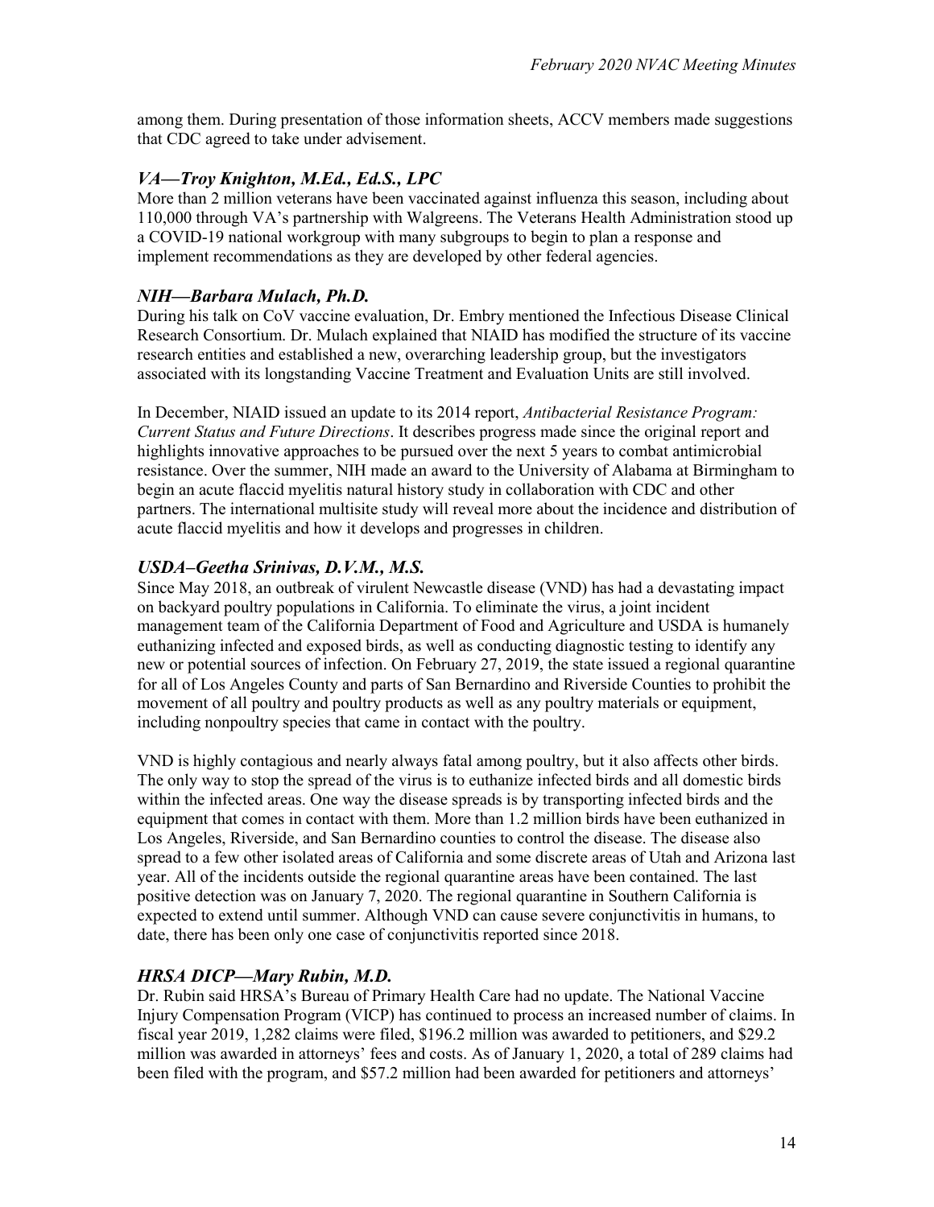among them. During presentation of those information sheets, ACCV members made suggestions that CDC agreed to take under advisement.

### *VA—Troy Knighton, M.Ed., Ed.S., LPC*

More than 2 million veterans have been vaccinated against influenza this season, including about 110,000 through VA's partnership with Walgreens. The Veterans Health Administration stood up a COVID-19 national workgroup with many subgroups to begin to plan a response and implement recommendations as they are developed by other federal agencies.

### *NIH—Barbara Mulach, Ph.D.*

During his talk on CoV vaccine evaluation, Dr. Embry mentioned the Infectious Disease Clinical Research Consortium. Dr. Mulach explained that NIAID has modified the structure of its vaccine research entities and established a new, overarching leadership group, but the investigators associated with its longstanding Vaccine Treatment and Evaluation Units are still involved.

In December, NIAID issued an update to its 2014 report, *Antibacterial Resistance Program: Current Status and Future Directions*. It describes progress made since the original report and highlights innovative approaches to be pursued over the next 5 years to combat antimicrobial resistance. Over the summer, NIH made an award to the University of Alabama at Birmingham to begin an acute flaccid myelitis natural history study in collaboration with CDC and other partners. The international multisite study will reveal more about the incidence and distribution of acute flaccid myelitis and how it develops and progresses in children.

### *USDA–Geetha Srinivas, D.V.M., M.S.*

Since May 2018, an outbreak of virulent Newcastle disease (VND) has had a devastating impact on backyard poultry populations in California. To eliminate the virus, a joint incident management team of the California Department of Food and Agriculture and USDA is humanely euthanizing infected and exposed birds, as well as conducting diagnostic testing to identify any new or potential sources of infection. On February 27, 2019, the state issued a regional quarantine for all of Los Angeles County and parts of San Bernardino and Riverside Counties to prohibit the movement of all poultry and poultry products as well as any poultry materials or equipment, including nonpoultry species that came in contact with the poultry.

VND is highly contagious and nearly always fatal among poultry, but it also affects other birds. The only way to stop the spread of the virus is to euthanize infected birds and all domestic birds within the infected areas. One way the disease spreads is by transporting infected birds and the equipment that comes in contact with them. More than 1.2 million birds have been euthanized in Los Angeles, Riverside, and San Bernardino counties to control the disease. The disease also spread to a few other isolated areas of California and some discrete areas of Utah and Arizona last year. All of the incidents outside the regional quarantine areas have been contained. The last positive detection was on January 7, 2020. The regional quarantine in Southern California is expected to extend until summer. Although VND can cause severe conjunctivitis in humans, to date, there has been only one case of conjunctivitis reported since 2018.

### *HRSA DICP—Mary Rubin, M.D.*

Dr. Rubin said HRSA's Bureau of Primary Health Care had no update. The National Vaccine Injury Compensation Program (VICP) has continued to process an increased number of claims. In fiscal year 2019, 1,282 claims were filed, $196.2 million was awarded to petitioners, and $29.2 million was awarded in attorneys' fees and costs. As of January 1, 2020, a total of 289 claims had been filed with the program, and $57.2 million had been awarded for petitioners and attorneys'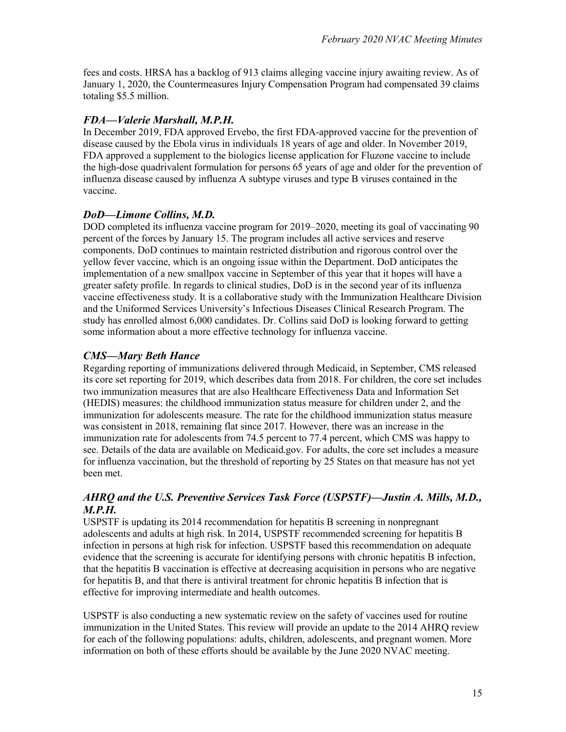fees and costs. HRSA has a backlog of 913 claims alleging vaccine injury awaiting review. As of January 1, 2020, the Countermeasures Injury Compensation Program had compensated 39 claims totaling $5.5 million.

### *FDA—Valerie Marshall, M.P.H.*

In December 2019, FDA approved Ervebo, the first FDA-approved vaccine for the prevention of disease caused by the Ebola virus in individuals 18 years of age and older. In November 2019, FDA approved a supplement to the biologics license application for Fluzone vaccine to include the high-dose quadrivalent formulation for persons 65 years of age and older for the prevention of influenza disease caused by influenza A subtype viruses and type B viruses contained in the vaccine.

### *DoD—Limone Collins, M.D.*

DOD completed its influenza vaccine program for 2019–2020, meeting its goal of vaccinating 90 percent of the forces by January 15. The program includes all active services and reserve components. DoD continues to maintain restricted distribution and rigorous control over the yellow fever vaccine, which is an ongoing issue within the Department. DoD anticipates the implementation of a new smallpox vaccine in September of this year that it hopes will have a greater safety profile. In regards to clinical studies, DoD is in the second year of its influenza vaccine effectiveness study. It is a collaborative study with the Immunization Healthcare Division and the Uniformed Services University's Infectious Diseases Clinical Research Program. The study has enrolled almost 6,000 candidates. Dr. Collins said DoD is looking forward to getting some information about a more effective technology for influenza vaccine.

### *CMS—Mary Beth Hance*

Regarding reporting of immunizations delivered through Medicaid, in September, CMS released its core set reporting for 2019, which describes data from 2018. For children, the core set includes two immunization measures that are also Healthcare Effectiveness Data and Information Set (HEDIS) measures: the childhood immunization status measure for children under 2, and the immunization for adolescents measure. The rate for the childhood immunization status measure was consistent in 2018, remaining flat since 2017. However, there was an increase in the immunization rate for adolescents from 74.5 percent to 77.4 percent, which CMS was happy to see. Details of the data are available on Medicaid.gov. For adults, the core set includes a measure for influenza vaccination, but the threshold of reporting by 25 States on that measure has not yet been met.

### *AHRQ and the U.S. Preventive Services Task Force (USPSTF)—Justin A. Mills, M.D., M.P.H.*

USPSTF is updating its 2014 recommendation for hepatitis B screening in nonpregnant adolescents and adults at high risk. In 2014, USPSTF recommended screening for hepatitis B infection in persons at high risk for infection. USPSTF based this recommendation on adequate evidence that the screening is accurate for identifying persons with chronic hepatitis B infection, that the hepatitis B vaccination is effective at decreasing acquisition in persons who are negative for hepatitis B, and that there is antiviral treatment for chronic hepatitis B infection that is effective for improving intermediate and health outcomes.

USPSTF is also conducting a new systematic review on the safety of vaccines used for routine immunization in the United States. This review will provide an update to the 2014 AHRQ review for each of the following populations: adults, children, adolescents, and pregnant women. More information on both of these efforts should be available by the June 2020 NVAC meeting.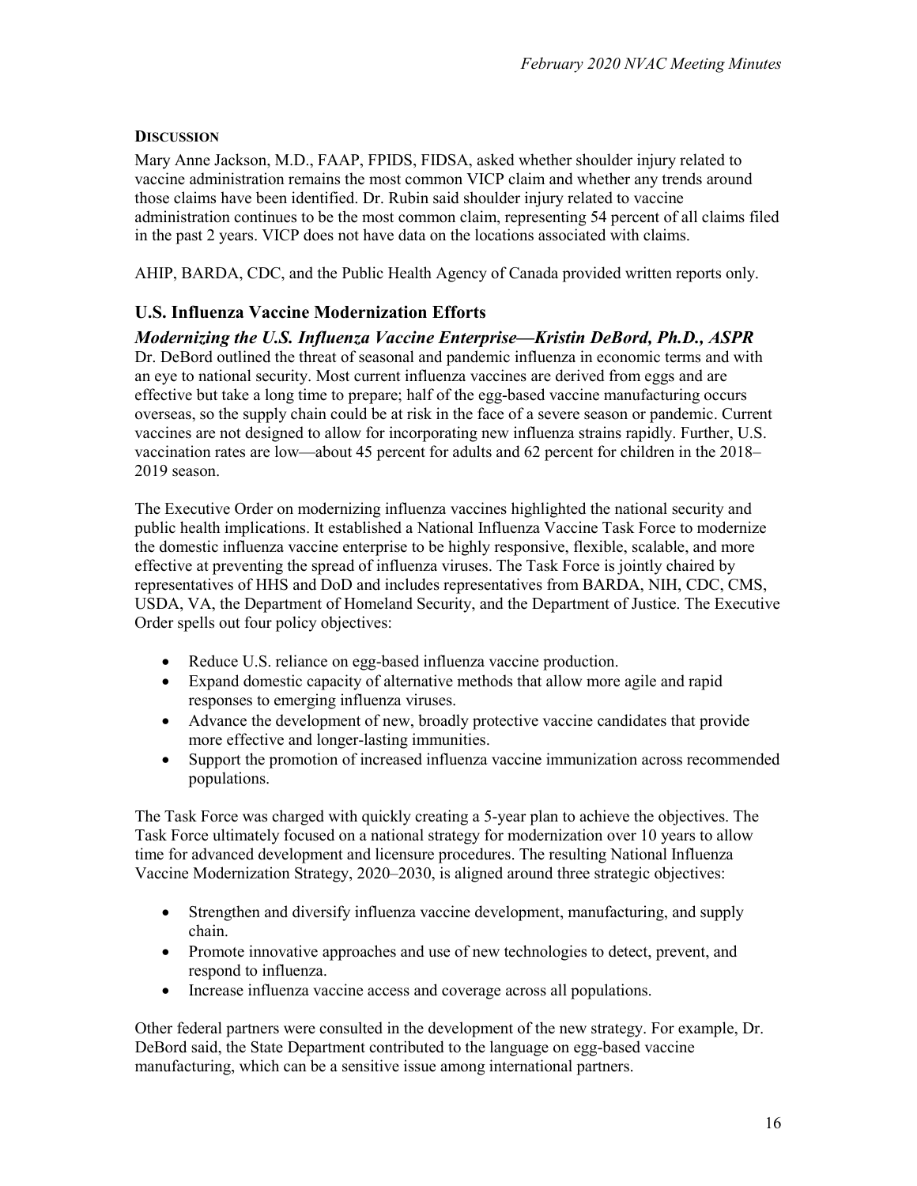### Discussion

Mary Anne Jackson, M.D., FAAP, FPIDS, FIDSA, asked whether shoulder injury related to vaccine administration remains the most common VICP claim and whether any trends around those claims have been identified. Dr. Rubin said shoulder injury related to vaccine administration continues to be the most common claim, representing 54 percent of all claims filed in the past 2 years. VICP does not have data on the locations associated with claims.

AHIP, BARDA, CDC, and the Public Health Agency of Canada provided written reports only.

## U.S. Influenza Vaccine Modernization Efforts

### *Modernizing the U.S. Influenza Vaccine Enterprise—Kristin DeBord, Ph.D., ASPR*

Dr. DeBord outlined the threat of seasonal and pandemic influenza in economic terms and with an eye to national security. Most current influenza vaccines are derived from eggs and are effective but take a long time to prepare; half of the egg-based vaccine manufacturing occurs overseas, so the supply chain could be at risk in the face of a severe season or pandemic. Current vaccines are not designed to allow for incorporating new influenza strains rapidly. Further, U.S. vaccination rates are low—about 45 percent for adults and 62 percent for children in the 2018–2019 season.

The Executive Order on modernizing influenza vaccines highlighted the national security and public health implications. It established a National Influenza Vaccine Task Force to modernize the domestic influenza vaccine enterprise to be highly responsive, flexible, scalable, and more effective at preventing the spread of influenza viruses. The Task Force is jointly chaired by representatives of HHS and DoD and includes representatives from BARDA, NIH, CDC, CMS, USDA, VA, the Department of Homeland Security, and the Department of Justice. The Executive Order spells out four policy objectives:

- Reduce U.S. reliance on egg-based influenza vaccine production.
- Expand domestic capacity of alternative methods that allow more agile and rapid responses to emerging influenza viruses.
- Advance the development of new, broadly protective vaccine candidates that provide more effective and longer-lasting immunities.
- Support the promotion of increased influenza vaccine immunization across recommended populations.

The Task Force was charged with quickly creating a 5-year plan to achieve the objectives. The Task Force ultimately focused on a national strategy for modernization over 10 years to allow time for advanced development and licensure procedures. The resulting National Influenza Vaccine Modernization Strategy, 2020–2030, is aligned around three strategic objectives:

- Strengthen and diversify influenza vaccine development, manufacturing, and supply chain.
- Promote innovative approaches and use of new technologies to detect, prevent, and respond to influenza.
- Increase influenza vaccine access and coverage across all populations.

Other federal partners were consulted in the development of the new strategy. For example, Dr. DeBord said, the State Department contributed to the language on egg-based vaccine manufacturing, which can be a sensitive issue among international partners.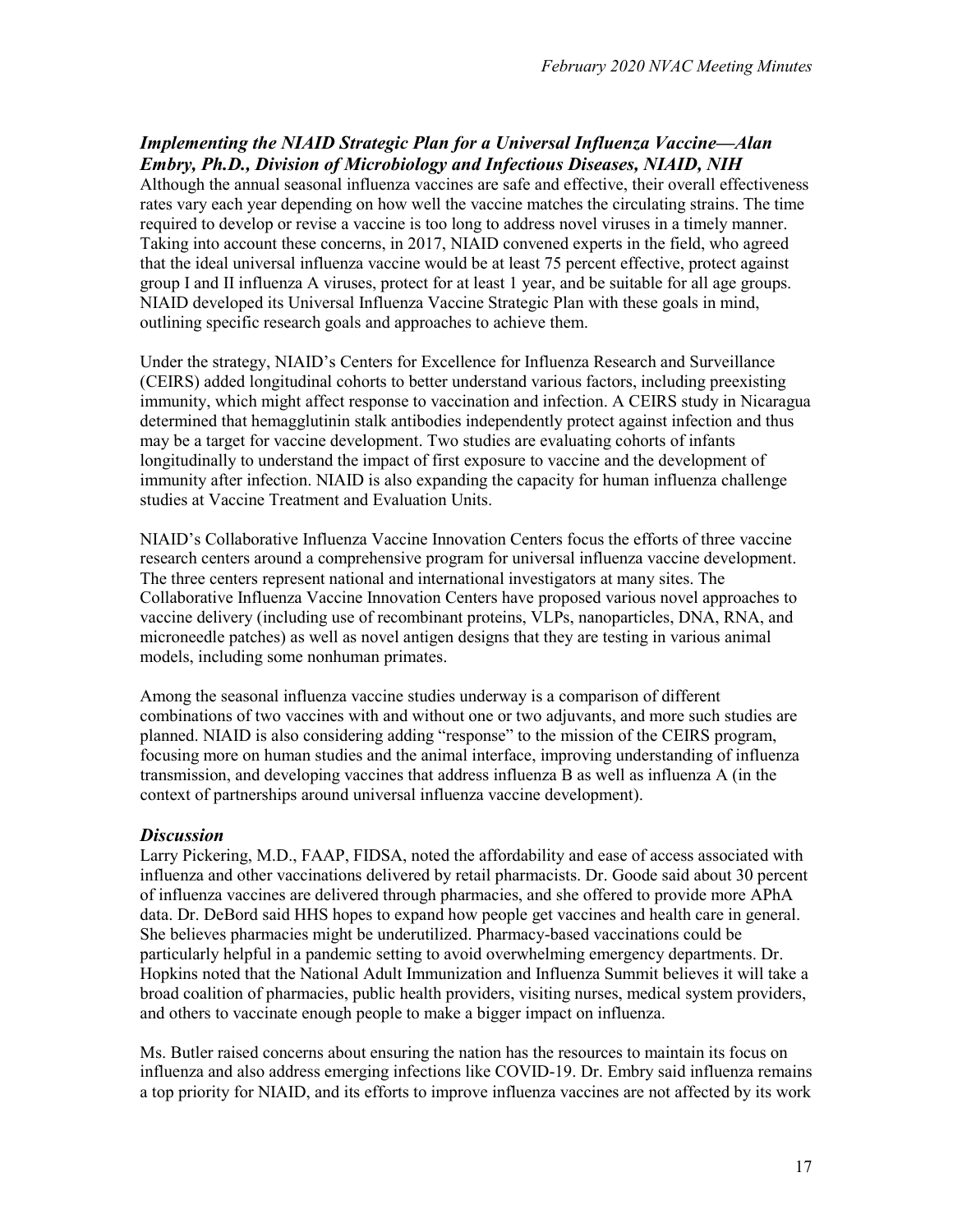### *Implementing the NIAID Strategic Plan for a Universal Influenza Vaccine—Alan Embry, Ph.D., Division of Microbiology and Infectious Diseases, NIAID, NIH*

Although the annual seasonal influenza vaccines are safe and effective, their overall effectiveness rates vary each year depending on how well the vaccine matches the circulating strains. The time required to develop or revise a vaccine is too long to address novel viruses in a timely manner. Taking into account these concerns, in 2017, NIAID convened experts in the field, who agreed that the ideal universal influenza vaccine would be at least 75 percent effective, protect against group I and II influenza A viruses, protect for at least 1 year, and be suitable for all age groups. NIAID developed its Universal Influenza Vaccine Strategic Plan with these goals in mind, outlining specific research goals and approaches to achieve them.

Under the strategy, NIAID's Centers for Excellence for Influenza Research and Surveillance (CEIRS) added longitudinal cohorts to better understand various factors, including preexisting immunity, which might affect response to vaccination and infection. A CEIRS study in Nicaragua determined that hemagglutinin stalk antibodies independently protect against infection and thus may be a target for vaccine development. Two studies are evaluating cohorts of infants longitudinally to understand the impact of first exposure to vaccine and the development of immunity after infection. NIAID is also expanding the capacity for human influenza challenge studies at Vaccine Treatment and Evaluation Units.

NIAID's Collaborative Influenza Vaccine Innovation Centers focus the efforts of three vaccine research centers around a comprehensive program for universal influenza vaccine development. The three centers represent national and international investigators at many sites. The Collaborative Influenza Vaccine Innovation Centers have proposed various novel approaches to vaccine delivery (including use of recombinant proteins, VLPs, nanoparticles, DNA, RNA, and microneedle patches) as well as novel antigen designs that they are testing in various animal models, including some nonhuman primates.

Among the seasonal influenza vaccine studies underway is a comparison of different combinations of two vaccines with and without one or two adjuvants, and more such studies are planned. NIAID is also considering adding "response" to the mission of the CEIRS program, focusing more on human studies and the animal interface, improving understanding of influenza transmission, and developing vaccines that address influenza B as well as influenza A (in the context of partnerships around universal influenza vaccine development).

### *Discussion*

Larry Pickering, M.D., FAAP, FIDSA, noted the affordability and ease of access associated with influenza and other vaccinations delivered by retail pharmacists. Dr. Goode said about 30 percent of influenza vaccines are delivered through pharmacies, and she offered to provide more APhA data. Dr. DeBord said HHS hopes to expand how people get vaccines and health care in general. She believes pharmacies might be underutilized. Pharmacy-based vaccinations could be particularly helpful in a pandemic setting to avoid overwhelming emergency departments. Dr. Hopkins noted that the National Adult Immunization and Influenza Summit believes it will take a broad coalition of pharmacies, public health providers, visiting nurses, medical system providers, and others to vaccinate enough people to make a bigger impact on influenza.

Ms. Butler raised concerns about ensuring the nation has the resources to maintain its focus on influenza and also address emerging infections like COVID-19. Dr. Embry said influenza remains a top priority for NIAID, and its efforts to improve influenza vaccines are not affected by its work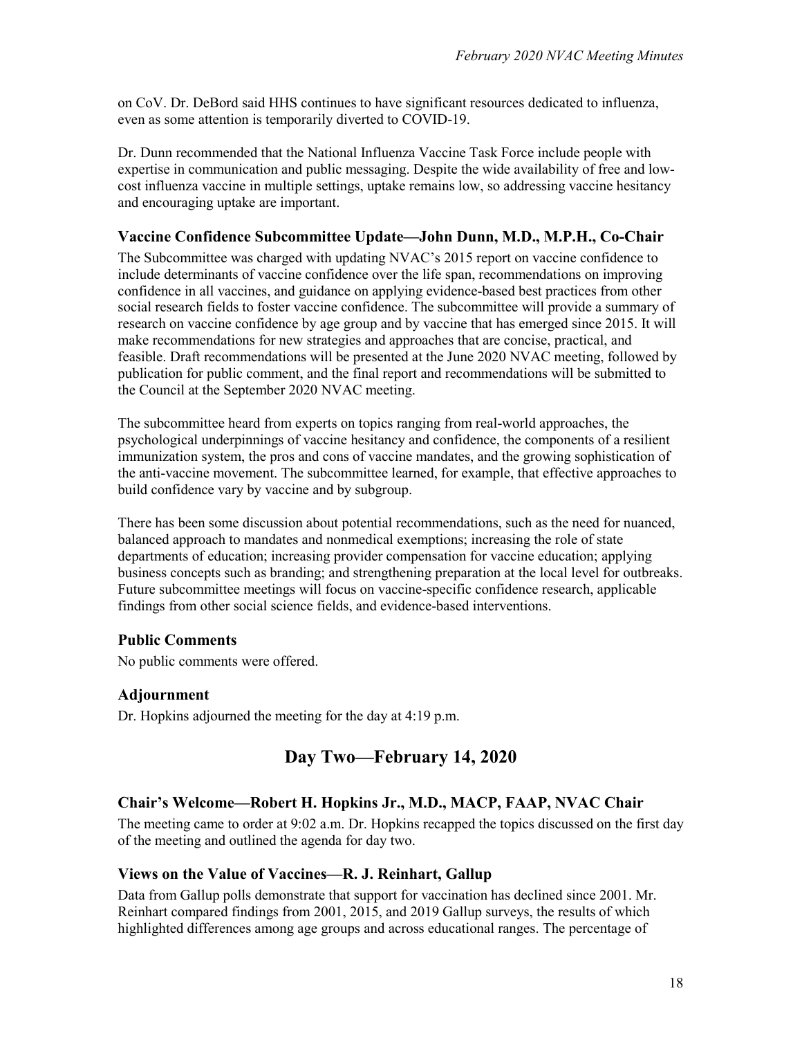on CoV. Dr. DeBord said HHS continues to have significant resources dedicated to influenza, even as some attention is temporarily diverted to COVID-19.

Dr. Dunn recommended that the National Influenza Vaccine Task Force include people with expertise in communication and public messaging. Despite the wide availability of free and low-cost influenza vaccine in multiple settings, uptake remains low, so addressing vaccine hesitancy and encouraging uptake are important.

### Vaccine Confidence Subcommittee Update—John Dunn, M.D., M.P.H., Co-Chair

The Subcommittee was charged with updating NVAC's 2015 report on vaccine confidence to include determinants of vaccine confidence over the life span, recommendations on improving confidence in all vaccines, and guidance on applying evidence-based best practices from other social research fields to foster vaccine confidence. The subcommittee will provide a summary of research on vaccine confidence by age group and by vaccine that has emerged since 2015. It will make recommendations for new strategies and approaches that are concise, practical, and feasible. Draft recommendations will be presented at the June 2020 NVAC meeting, followed by publication for public comment, and the final report and recommendations will be submitted to the Council at the September 2020 NVAC meeting.

The subcommittee heard from experts on topics ranging from real-world approaches, the psychological underpinnings of vaccine hesitancy and confidence, the components of a resilient immunization system, the pros and cons of vaccine mandates, and the growing sophistication of the anti-vaccine movement. The subcommittee learned, for example, that effective approaches to build confidence vary by vaccine and by subgroup.

There has been some discussion about potential recommendations, such as the need for nuanced, balanced approach to mandates and nonmedical exemptions; increasing the role of state departments of education; increasing provider compensation for vaccine education; applying business concepts such as branding; and strengthening preparation at the local level for outbreaks. Future subcommittee meetings will focus on vaccine-specific confidence research, applicable findings from other social science fields, and evidence-based interventions.

### Public Comments

No public comments were offered.

### Adjournment

Dr. Hopkins adjourned the meeting for the day at 4:19 p.m.

## Day Two—February 14, 2020

### Chair's Welcome—Robert H. Hopkins Jr., M.D., MACP, FAAP, NVAC Chair

The meeting came to order at 9:02 a.m. Dr. Hopkins recapped the topics discussed on the first day of the meeting and outlined the agenda for day two.

### Views on the Value of Vaccines—R. J. Reinhart, Gallup

Data from Gallup polls demonstrate that support for vaccination has declined since 2001. Mr. Reinhart compared findings from 2001, 2015, and 2019 Gallup surveys, the results of which highlighted differences among age groups and across educational ranges. The percentage of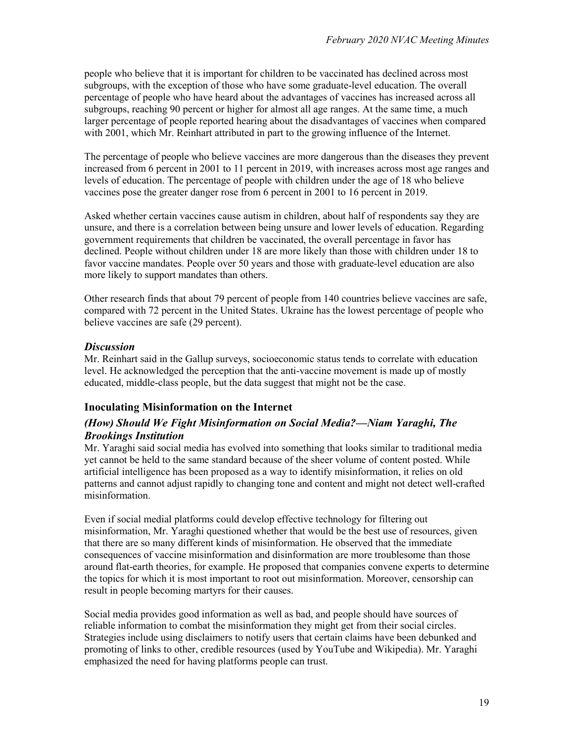people who believe that it is important for children to be vaccinated has declined across most subgroups, with the exception of those who have some graduate-level education. The overall percentage of people who have heard about the advantages of vaccines has increased across all subgroups, reaching 90 percent or higher for almost all age ranges. At the same time, a much larger percentage of people reported hearing about the disadvantages of vaccines when compared with 2001, which Mr. Reinhart attributed in part to the growing influence of the Internet.

The percentage of people who believe vaccines are more dangerous than the diseases they prevent increased from 6 percent in 2001 to 11 percent in 2019, with increases across most age ranges and levels of education. The percentage of people with children under the age of 18 who believe vaccines pose the greater danger rose from 6 percent in 2001 to 16 percent in 2019.

Asked whether certain vaccines cause autism in children, about half of respondents say they are unsure, and there is a correlation between being unsure and lower levels of education. Regarding government requirements that children be vaccinated, the overall percentage in favor has declined. People without children under 18 are more likely than those with children under 18 to favor vaccine mandates. People over 50 years and those with graduate-level education are also more likely to support mandates than others.

Other research finds that about 79 percent of people from 140 countries believe vaccines are safe, compared with 72 percent in the United States. Ukraine has the lowest percentage of people who believe vaccines are safe (29 percent).

### *Discussion*

Mr. Reinhart said in the Gallup surveys, socioeconomic status tends to correlate with education level. He acknowledged the perception that the anti-vaccine movement is made up of mostly educated, middle-class people, but the data suggest that might not be the case.

## Inoculating Misinformation on the Internet

### *(How) Should We Fight Misinformation on Social Media?—Niam Yaraghi, The Brookings Institution*

Mr. Yaraghi said social media has evolved into something that looks similar to traditional media yet cannot be held to the same standard because of the sheer volume of content posted. While artificial intelligence has been proposed as a way to identify misinformation, it relies on old patterns and cannot adjust rapidly to changing tone and content and might not detect well-crafted misinformation.

Even if social medial platforms could develop effective technology for filtering out misinformation, Mr. Yaraghi questioned whether that would be the best use of resources, given that there are so many different kinds of misinformation. He observed that the immediate consequences of vaccine misinformation and disinformation are more troublesome than those around flat-earth theories, for example. He proposed that companies convene experts to determine the topics for which it is most important to root out misinformation. Moreover, censorship can result in people becoming martyrs for their causes.

Social media provides good information as well as bad, and people should have sources of reliable information to combat the misinformation they might get from their social circles. Strategies include using disclaimers to notify users that certain claims have been debunked and promoting of links to other, credible resources (used by YouTube and Wikipedia). Mr. Yaraghi emphasized the need for having platforms people can trust.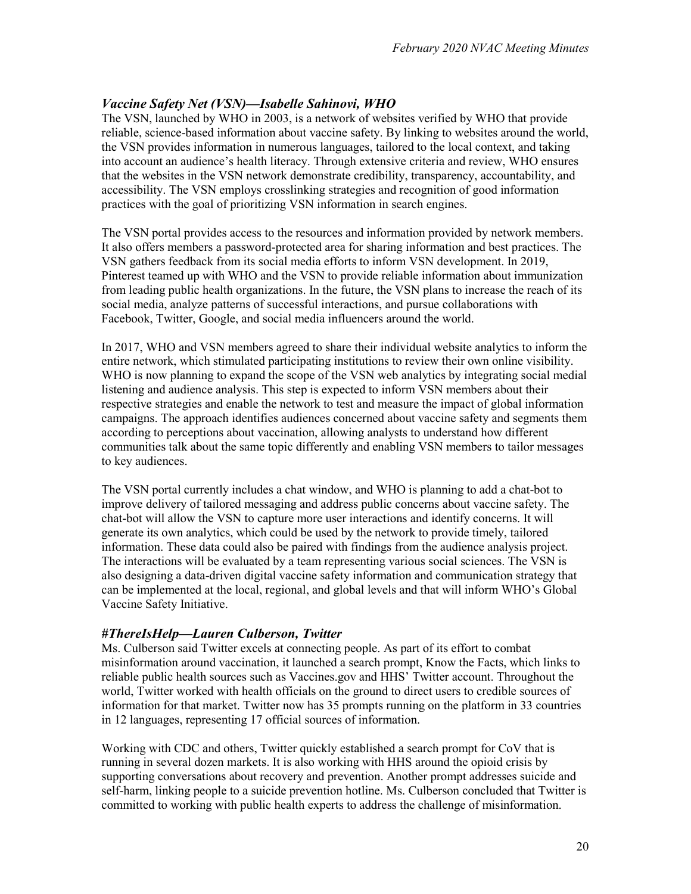### *Vaccine Safety Net (VSN)—Isabelle Sahinovi, WHO*

The VSN, launched by WHO in 2003, is a network of websites verified by WHO that provide reliable, science-based information about vaccine safety. By linking to websites around the world, the VSN provides information in numerous languages, tailored to the local context, and taking into account an audience's health literacy. Through extensive criteria and review, WHO ensures that the websites in the VSN network demonstrate credibility, transparency, accountability, and accessibility. The VSN employs crosslinking strategies and recognition of good information practices with the goal of prioritizing VSN information in search engines.

The VSN portal provides access to the resources and information provided by network members. It also offers members a password-protected area for sharing information and best practices. The VSN gathers feedback from its social media efforts to inform VSN development. In 2019, Pinterest teamed up with WHO and the VSN to provide reliable information about immunization from leading public health organizations. In the future, the VSN plans to increase the reach of its social media, analyze patterns of successful interactions, and pursue collaborations with Facebook, Twitter, Google, and social media influencers around the world.

In 2017, WHO and VSN members agreed to share their individual website analytics to inform the entire network, which stimulated participating institutions to review their own online visibility. WHO is now planning to expand the scope of the VSN web analytics by integrating social medial listening and audience analysis. This step is expected to inform VSN members about their respective strategies and enable the network to test and measure the impact of global information campaigns. The approach identifies audiences concerned about vaccine safety and segments them according to perceptions about vaccination, allowing analysts to understand how different communities talk about the same topic differently and enabling VSN members to tailor messages to key audiences.

The VSN portal currently includes a chat window, and WHO is planning to add a chat-bot to improve delivery of tailored messaging and address public concerns about vaccine safety. The chat-bot will allow the VSN to capture more user interactions and identify concerns. It will generate its own analytics, which could be used by the network to provide timely, tailored information. These data could also be paired with findings from the audience analysis project. The interactions will be evaluated by a team representing various social sciences. The VSN is also designing a data-driven digital vaccine safety information and communication strategy that can be implemented at the local, regional, and global levels and that will inform WHO's Global Vaccine Safety Initiative.

### *#ThereIsHelp—Lauren Culberson, Twitter*

Ms. Culberson said Twitter excels at connecting people. As part of its effort to combat misinformation around vaccination, it launched a search prompt, Know the Facts, which links to reliable public health sources such as Vaccines.gov and HHS' Twitter account. Throughout the world, Twitter worked with health officials on the ground to direct users to credible sources of information for that market. Twitter now has 35 prompts running on the platform in 33 countries in 12 languages, representing 17 official sources of information.

Working with CDC and others, Twitter quickly established a search prompt for CoV that is running in several dozen markets. It is also working with HHS around the opioid crisis by supporting conversations about recovery and prevention. Another prompt addresses suicide and self-harm, linking people to a suicide prevention hotline. Ms. Culberson concluded that Twitter is committed to working with public health experts to address the challenge of misinformation.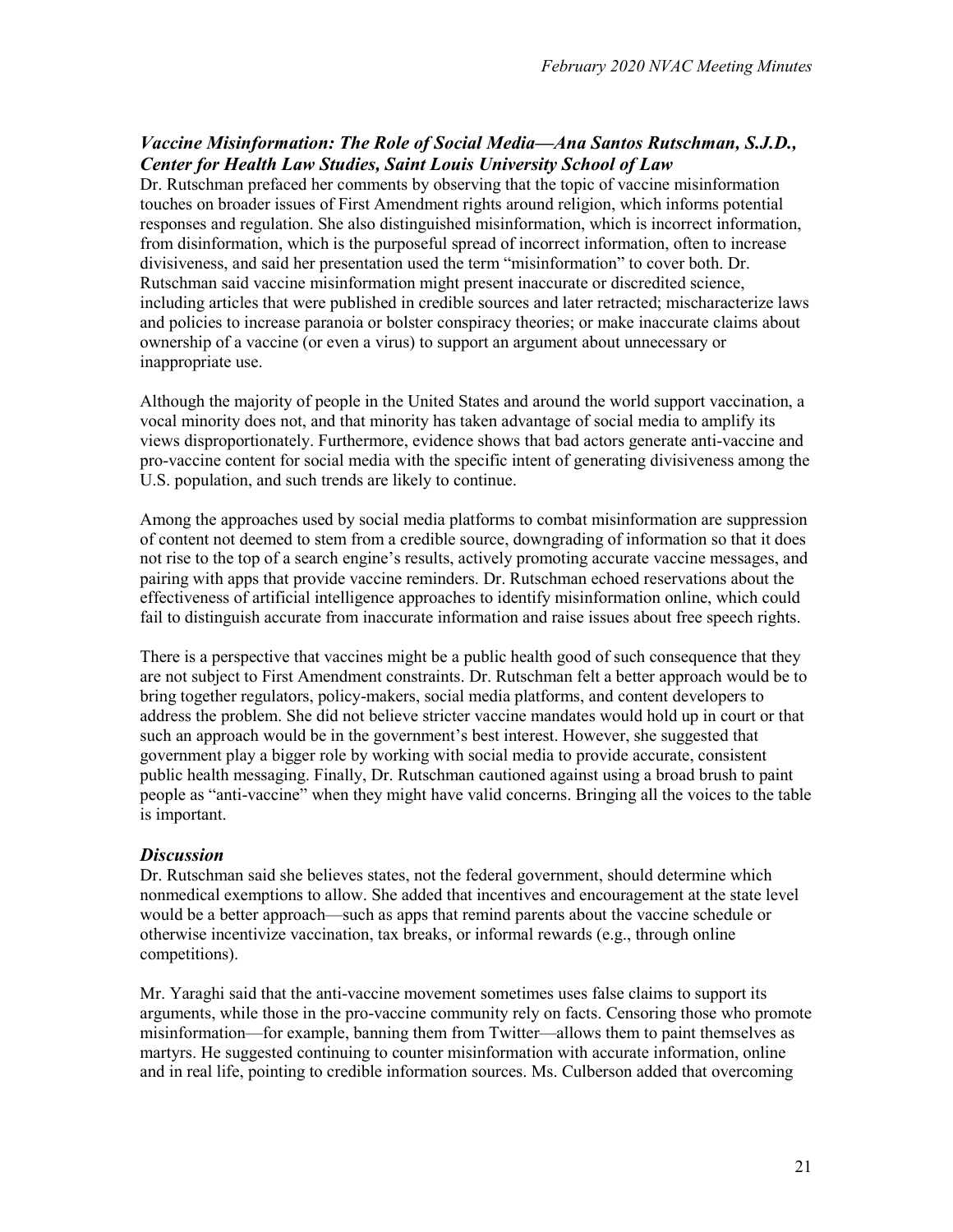### *Vaccine Misinformation: The Role of Social Media—Ana Santos Rutschman, S.J.D., Center for Health Law Studies, Saint Louis University School of Law*

Dr. Rutschman prefaced her comments by observing that the topic of vaccine misinformation touches on broader issues of First Amendment rights around religion, which informs potential responses and regulation. She also distinguished misinformation, which is incorrect information, from disinformation, which is the purposeful spread of incorrect information, often to increase divisiveness, and said her presentation used the term "misinformation" to cover both. Dr. Rutschman said vaccine misinformation might present inaccurate or discredited science, including articles that were published in credible sources and later retracted; mischaracterize laws and policies to increase paranoia or bolster conspiracy theories; or make inaccurate claims about ownership of a vaccine (or even a virus) to support an argument about unnecessary or inappropriate use.

Although the majority of people in the United States and around the world support vaccination, a vocal minority does not, and that minority has taken advantage of social media to amplify its views disproportionately. Furthermore, evidence shows that bad actors generate anti-vaccine and pro-vaccine content for social media with the specific intent of generating divisiveness among the U.S. population, and such trends are likely to continue.

Among the approaches used by social media platforms to combat misinformation are suppression of content not deemed to stem from a credible source, downgrading of information so that it does not rise to the top of a search engine's results, actively promoting accurate vaccine messages, and pairing with apps that provide vaccine reminders. Dr. Rutschman echoed reservations about the effectiveness of artificial intelligence approaches to identify misinformation online, which could fail to distinguish accurate from inaccurate information and raise issues about free speech rights.

There is a perspective that vaccines might be a public health good of such consequence that they are not subject to First Amendment constraints. Dr. Rutschman felt a better approach would be to bring together regulators, policy-makers, social media platforms, and content developers to address the problem. She did not believe stricter vaccine mandates would hold up in court or that such an approach would be in the government's best interest. However, she suggested that government play a bigger role by working with social media to provide accurate, consistent public health messaging. Finally, Dr. Rutschman cautioned against using a broad brush to paint people as "anti-vaccine" when they might have valid concerns. Bringing all the voices to the table is important.

### *Discussion*

Dr. Rutschman said she believes states, not the federal government, should determine which nonmedical exemptions to allow. She added that incentives and encouragement at the state level would be a better approach—such as apps that remind parents about the vaccine schedule or otherwise incentivize vaccination, tax breaks, or informal rewards (e.g., through online competitions).

Mr. Yaraghi said that the anti-vaccine movement sometimes uses false claims to support its arguments, while those in the pro-vaccine community rely on facts. Censoring those who promote misinformation—for example, banning them from Twitter—allows them to paint themselves as martyrs. He suggested continuing to counter misinformation with accurate information, online and in real life, pointing to credible information sources. Ms. Culberson added that overcoming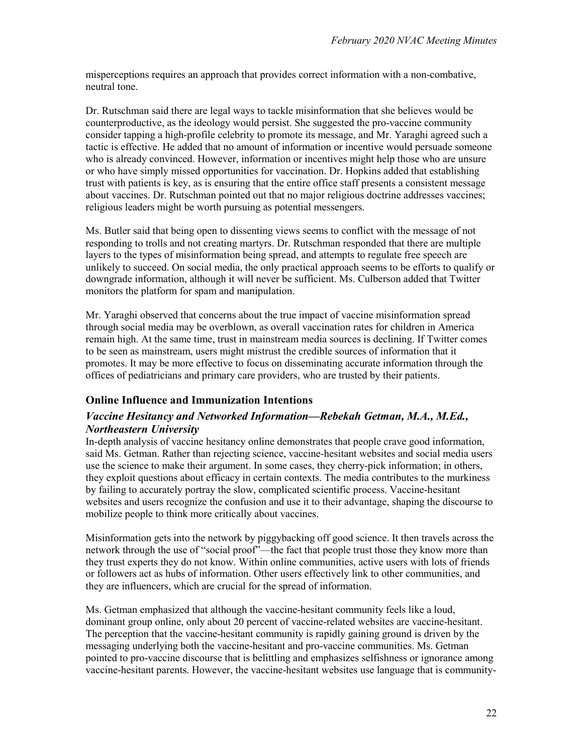misperceptions requires an approach that provides correct information with a non-combative, neutral tone.

Dr. Rutschman said there are legal ways to tackle misinformation that she believes would be counterproductive, as the ideology would persist. She suggested the pro-vaccine community consider tapping a high-profile celebrity to promote its message, and Mr. Yaraghi agreed such a tactic is effective. He added that no amount of information or incentive would persuade someone who is already convinced. However, information or incentives might help those who are unsure or who have simply missed opportunities for vaccination. Dr. Hopkins added that establishing trust with patients is key, as is ensuring that the entire office staff presents a consistent message about vaccines. Dr. Rutschman pointed out that no major religious doctrine addresses vaccines; religious leaders might be worth pursuing as potential messengers.

Ms. Butler said that being open to dissenting views seems to conflict with the message of not responding to trolls and not creating martyrs. Dr. Rutschman responded that there are multiple layers to the types of misinformation being spread, and attempts to regulate free speech are unlikely to succeed. On social media, the only practical approach seems to be efforts to qualify or downgrade information, although it will never be sufficient. Ms. Culberson added that Twitter monitors the platform for spam and manipulation.

Mr. Yaraghi observed that concerns about the true impact of vaccine misinformation spread through social media may be overblown, as overall vaccination rates for children in America remain high. At the same time, trust in mainstream media sources is declining. If Twitter comes to be seen as mainstream, users might mistrust the credible sources of information that it promotes. It may be more effective to focus on disseminating accurate information through the offices of pediatricians and primary care providers, who are trusted by their patients.

## Online Influence and Immunization Intentions

### *Vaccine Hesitancy and Networked Information—Rebekah Getman, M.A., M.Ed., Northeastern University*

In-depth analysis of vaccine hesitancy online demonstrates that people crave good information, said Ms. Getman. Rather than rejecting science, vaccine-hesitant websites and social media users use the science to make their argument. In some cases, they cherry-pick information; in others, they exploit questions about efficacy in certain contexts. The media contributes to the murkiness by failing to accurately portray the slow, complicated scientific process. Vaccine-hesitant websites and users recognize the confusion and use it to their advantage, shaping the discourse to mobilize people to think more critically about vaccines.

Misinformation gets into the network by piggybacking off good science. It then travels across the network through the use of "social proof"—the fact that people trust those they know more than they trust experts they do not know. Within online communities, active users with lots of friends or followers act as hubs of information. Other users effectively link to other communities, and they are influencers, which are crucial for the spread of information.

Ms. Getman emphasized that although the vaccine-hesitant community feels like a loud, dominant group online, only about 20 percent of vaccine-related websites are vaccine-hesitant. The perception that the vaccine-hesitant community is rapidly gaining ground is driven by the messaging underlying both the vaccine-hesitant and pro-vaccine communities. Ms. Getman pointed to pro-vaccine discourse that is belittling and emphasizes selfishness or ignorance among vaccine-hesitant parents. However, the vaccine-hesitant websites use language that is community-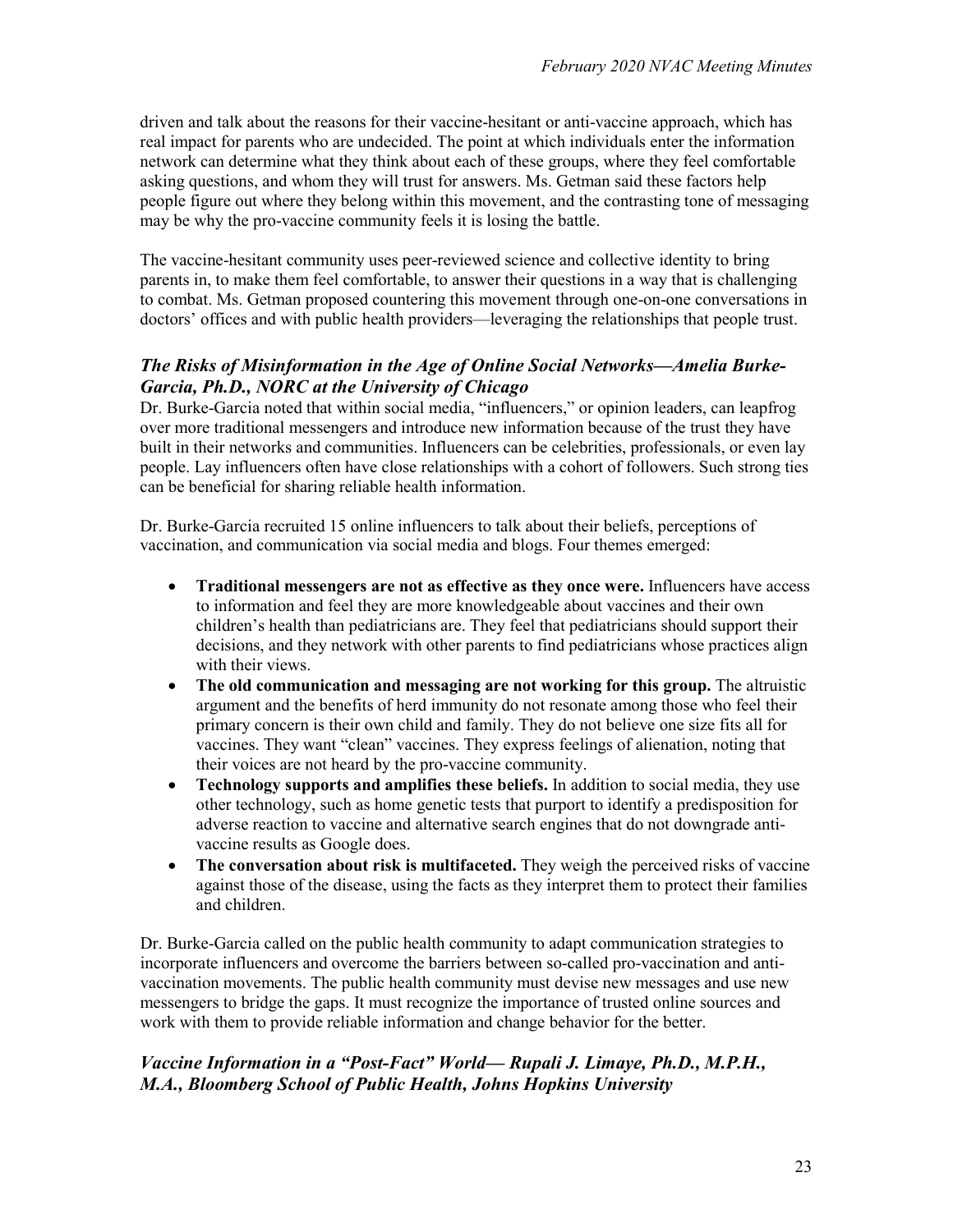driven and talk about the reasons for their vaccine-hesitant or anti-vaccine approach, which has real impact for parents who are undecided. The point at which individuals enter the information network can determine what they think about each of these groups, where they feel comfortable asking questions, and whom they will trust for answers. Ms. Getman said these factors help people figure out where they belong within this movement, and the contrasting tone of messaging may be why the pro-vaccine community feels it is losing the battle.

The vaccine-hesitant community uses peer-reviewed science and collective identity to bring parents in, to make them feel comfortable, to answer their questions in a way that is challenging to combat. Ms. Getman proposed countering this movement through one-on-one conversations in doctors' offices and with public health providers—leveraging the relationships that people trust.

### *The Risks of Misinformation in the Age of Online Social Networks—Amelia Burke-Garcia, Ph.D., NORC at the University of Chicago*

Dr. Burke-Garcia noted that within social media, "influencers," or opinion leaders, can leapfrog over more traditional messengers and introduce new information because of the trust they have built in their networks and communities. Influencers can be celebrities, professionals, or even lay people. Lay influencers often have close relationships with a cohort of followers. Such strong ties can be beneficial for sharing reliable health information.

Dr. Burke-Garcia recruited 15 online influencers to talk about their beliefs, perceptions of vaccination, and communication via social media and blogs. Four themes emerged:

- **Traditional messengers are not as effective as they once were.** Influencers have access to information and feel they are more knowledgeable about vaccines and their own children's health than pediatricians are. They feel that pediatricians should support their decisions, and they network with other parents to find pediatricians whose practices align with their views.
- **The old communication and messaging are not working for this group.** The altruistic argument and the benefits of herd immunity do not resonate among those who feel their primary concern is their own child and family. They do not believe one size fits all for vaccines. They want "clean" vaccines. They express feelings of alienation, noting that their voices are not heard by the pro-vaccine community.
- **Technology supports and amplifies these beliefs.** In addition to social media, they use other technology, such as home genetic tests that purport to identify a predisposition for adverse reaction to vaccine and alternative search engines that do not downgrade anti-vaccine results as Google does.
- **The conversation about risk is multifaceted.** They weigh the perceived risks of vaccine against those of the disease, using the facts as they interpret them to protect their families and children.

Dr. Burke-Garcia called on the public health community to adapt communication strategies to incorporate influencers and overcome the barriers between so-called pro-vaccination and anti-vaccination movements. The public health community must devise new messages and use new messengers to bridge the gaps. It must recognize the importance of trusted online sources and work with them to provide reliable information and change behavior for the better.

### *Vaccine Information in a "Post-Fact" World— Rupali J. Limaye, Ph.D., M.P.H., M.A., Bloomberg School of Public Health, Johns Hopkins University*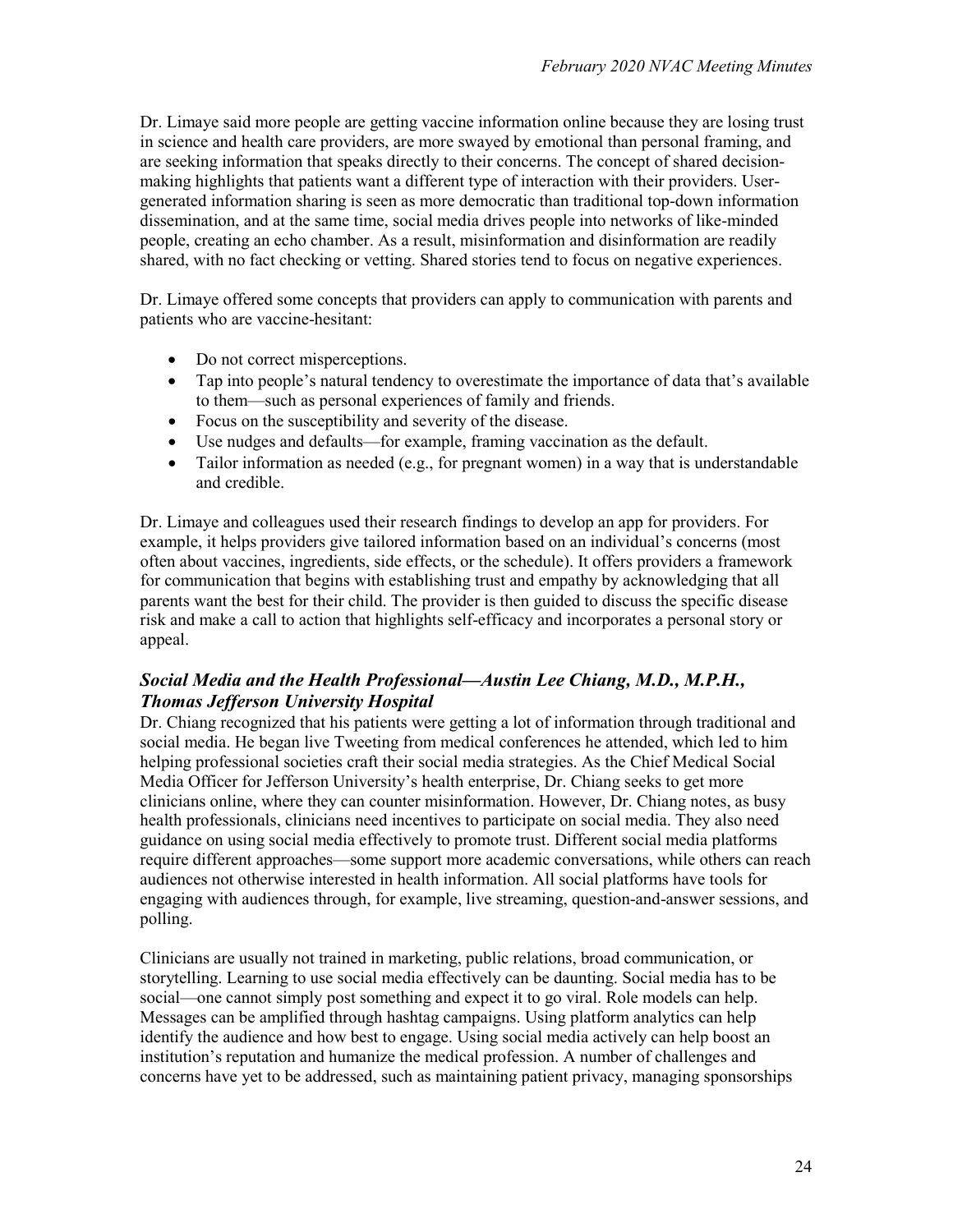Dr. Limaye said more people are getting vaccine information online because they are losing trust in science and health care providers, are more swayed by emotional than personal framing, and are seeking information that speaks directly to their concerns. The concept of shared decision-making highlights that patients want a different type of interaction with their providers. User-generated information sharing is seen as more democratic than traditional top-down information dissemination, and at the same time, social media drives people into networks of like-minded people, creating an echo chamber. As a result, misinformation and disinformation are readily shared, with no fact checking or vetting. Shared stories tend to focus on negative experiences.

Dr. Limaye offered some concepts that providers can apply to communication with parents and patients who are vaccine-hesitant:

- Do not correct misperceptions.
- Tap into people's natural tendency to overestimate the importance of data that's available to them—such as personal experiences of family and friends.
- Focus on the susceptibility and severity of the disease.
- Use nudges and defaults—for example, framing vaccination as the default.
- Tailor information as needed (e.g., for pregnant women) in a way that is understandable and credible.

Dr. Limaye and colleagues used their research findings to develop an app for providers. For example, it helps providers give tailored information based on an individual's concerns (most often about vaccines, ingredients, side effects, or the schedule). It offers providers a framework for communication that begins with establishing trust and empathy by acknowledging that all parents want the best for their child. The provider is then guided to discuss the specific disease risk and make a call to action that highlights self-efficacy and incorporates a personal story or appeal.

### *Social Media and the Health Professional—Austin Lee Chiang, M.D., M.P.H., Thomas Jefferson University Hospital*

Dr. Chiang recognized that his patients were getting a lot of information through traditional and social media. He began live Tweeting from medical conferences he attended, which led to him helping professional societies craft their social media strategies. As the Chief Medical Social Media Officer for Jefferson University's health enterprise, Dr. Chiang seeks to get more clinicians online, where they can counter misinformation. However, Dr. Chiang notes, as busy health professionals, clinicians need incentives to participate on social media. They also need guidance on using social media effectively to promote trust. Different social media platforms require different approaches—some support more academic conversations, while others can reach audiences not otherwise interested in health information. All social platforms have tools for engaging with audiences through, for example, live streaming, question-and-answer sessions, and polling.

Clinicians are usually not trained in marketing, public relations, broad communication, or storytelling. Learning to use social media effectively can be daunting. Social media has to be social—one cannot simply post something and expect it to go viral. Role models can help. Messages can be amplified through hashtag campaigns. Using platform analytics can help identify the audience and how best to engage. Using social media actively can help boost an institution's reputation and humanize the medical profession. A number of challenges and concerns have yet to be addressed, such as maintaining patient privacy, managing sponsorships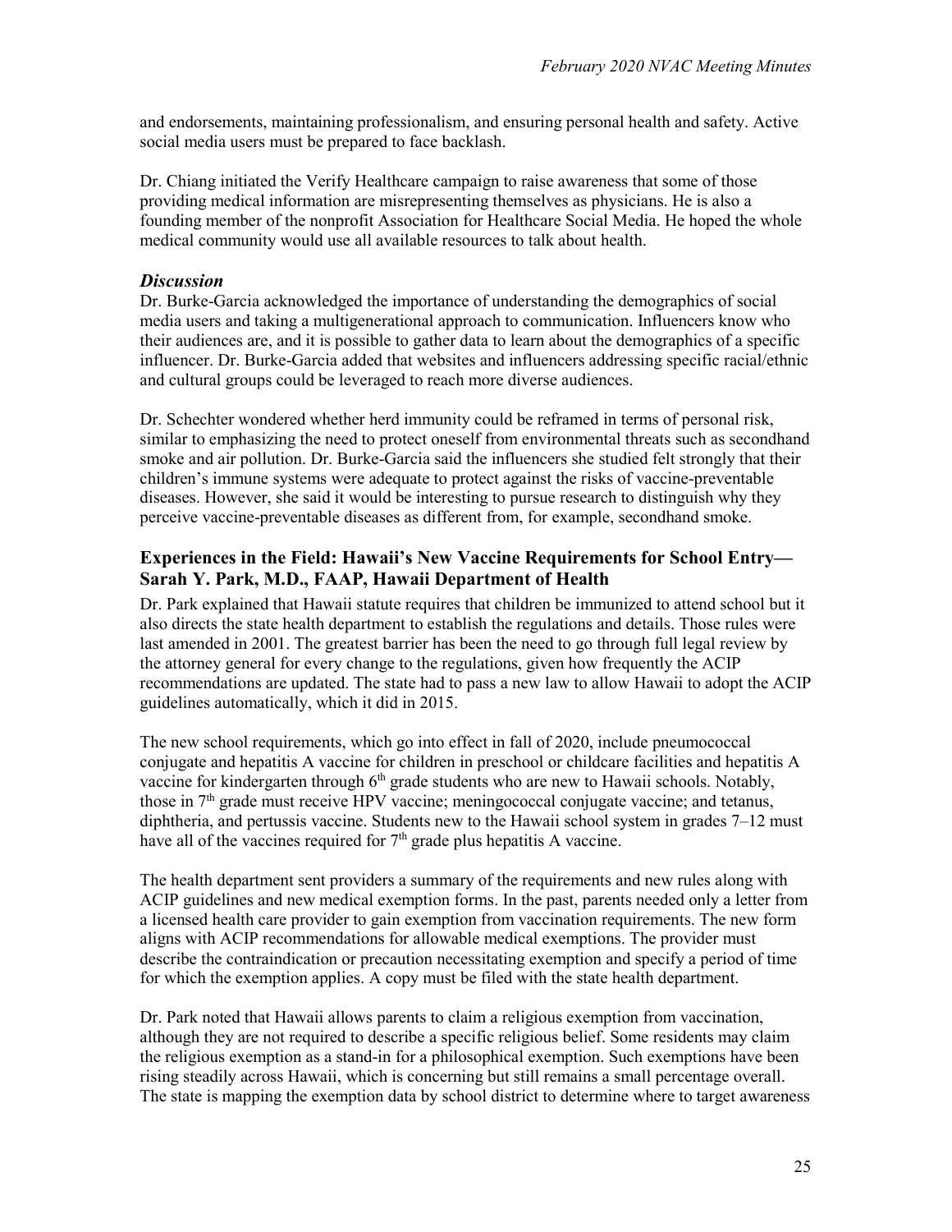and endorsements, maintaining professionalism, and ensuring personal health and safety. Active social media users must be prepared to face backlash.

Dr. Chiang initiated the Verify Healthcare campaign to raise awareness that some of those providing medical information are misrepresenting themselves as physicians. He is also a founding member of the nonprofit Association for Healthcare Social Media. He hoped the whole medical community would use all available resources to talk about health.

### *Discussion*

Dr. Burke-Garcia acknowledged the importance of understanding the demographics of social media users and taking a multigenerational approach to communication. Influencers know who their audiences are, and it is possible to gather data to learn about the demographics of a specific influencer. Dr. Burke-Garcia added that websites and influencers addressing specific racial/ethnic and cultural groups could be leveraged to reach more diverse audiences.

Dr. Schechter wondered whether herd immunity could be reframed in terms of personal risk, similar to emphasizing the need to protect oneself from environmental threats such as secondhand smoke and air pollution. Dr. Burke-Garcia said the influencers she studied felt strongly that their children's immune systems were adequate to protect against the risks of vaccine-preventable diseases. However, she said it would be interesting to pursue research to distinguish why they perceive vaccine-preventable diseases as different from, for example, secondhand smoke.

## Experiences in the Field: Hawaii's New Vaccine Requirements for School Entry—Sarah Y. Park, M.D., FAAP, Hawaii Department of Health

Dr. Park explained that Hawaii statute requires that children be immunized to attend school but it also directs the state health department to establish the regulations and details. Those rules were last amended in 2001. The greatest barrier has been the need to go through full legal review by the attorney general for every change to the regulations, given how frequently the ACIP recommendations are updated. The state had to pass a new law to allow Hawaii to adopt the ACIP guidelines automatically, which it did in 2015.

The new school requirements, which go into effect in fall of 2020, include pneumococcal conjugate and hepatitis A vaccine for children in preschool or childcare facilities and hepatitis A vaccine for kindergarten through 6th grade students who are new to Hawaii schools. Notably, those in 7th grade must receive HPV vaccine; meningococcal conjugate vaccine; and tetanus, diphtheria, and pertussis vaccine. Students new to the Hawaii school system in grades 7–12 must have all of the vaccines required for 7th grade plus hepatitis A vaccine.

The health department sent providers a summary of the requirements and new rules along with ACIP guidelines and new medical exemption forms. In the past, parents needed only a letter from a licensed health care provider to gain exemption from vaccination requirements. The new form aligns with ACIP recommendations for allowable medical exemptions. The provider must describe the contraindication or precaution necessitating exemption and specify a period of time for which the exemption applies. A copy must be filed with the state health department.

Dr. Park noted that Hawaii allows parents to claim a religious exemption from vaccination, although they are not required to describe a specific religious belief. Some residents may claim the religious exemption as a stand-in for a philosophical exemption. Such exemptions have been rising steadily across Hawaii, which is concerning but still remains a small percentage overall. The state is mapping the exemption data by school district to determine where to target awareness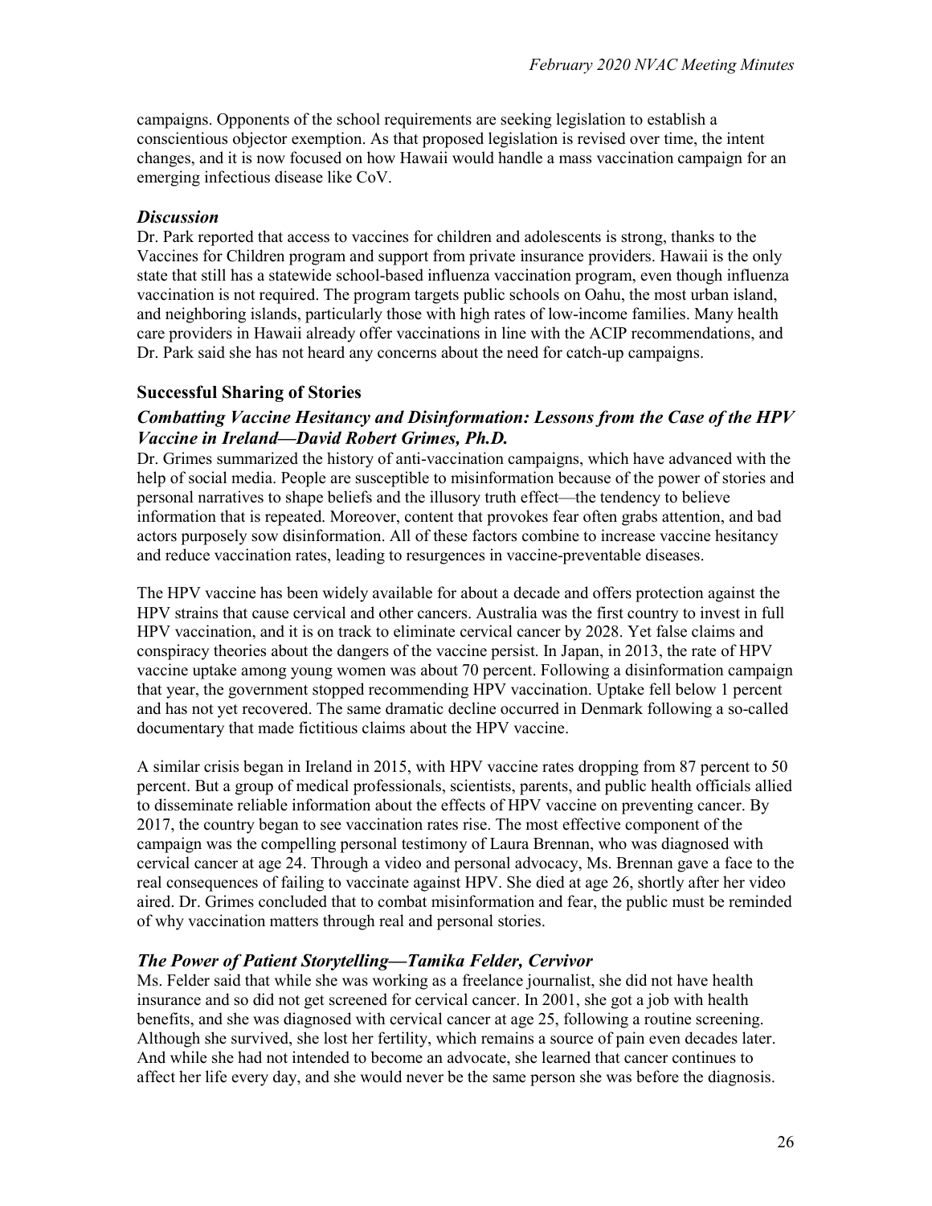campaigns. Opponents of the school requirements are seeking legislation to establish a conscientious objector exemption. As that proposed legislation is revised over time, the intent changes, and it is now focused on how Hawaii would handle a mass vaccination campaign for an emerging infectious disease like CoV.

### *Discussion*

Dr. Park reported that access to vaccines for children and adolescents is strong, thanks to the Vaccines for Children program and support from private insurance providers. Hawaii is the only state that still has a statewide school-based influenza vaccination program, even though influenza vaccination is not required. The program targets public schools on Oahu, the most urban island, and neighboring islands, particularly those with high rates of low-income families. Many health care providers in Hawaii already offer vaccinations in line with the ACIP recommendations, and Dr. Park said she has not heard any concerns about the need for catch-up campaigns.

## Successful Sharing of Stories

### *Combatting Vaccine Hesitancy and Disinformation: Lessons from the Case of the HPV Vaccine in Ireland—David Robert Grimes, Ph.D.*

Dr. Grimes summarized the history of anti-vaccination campaigns, which have advanced with the help of social media. People are susceptible to misinformation because of the power of stories and personal narratives to shape beliefs and the illusory truth effect—the tendency to believe information that is repeated. Moreover, content that provokes fear often grabs attention, and bad actors purposely sow disinformation. All of these factors combine to increase vaccine hesitancy and reduce vaccination rates, leading to resurgences in vaccine-preventable diseases.

The HPV vaccine has been widely available for about a decade and offers protection against the HPV strains that cause cervical and other cancers. Australia was the first country to invest in full HPV vaccination, and it is on track to eliminate cervical cancer by 2028. Yet false claims and conspiracy theories about the dangers of the vaccine persist. In Japan, in 2013, the rate of HPV vaccine uptake among young women was about 70 percent. Following a disinformation campaign that year, the government stopped recommending HPV vaccination. Uptake fell below 1 percent and has not yet recovered. The same dramatic decline occurred in Denmark following a so-called documentary that made fictitious claims about the HPV vaccine.

A similar crisis began in Ireland in 2015, with HPV vaccine rates dropping from 87 percent to 50 percent. But a group of medical professionals, scientists, parents, and public health officials allied to disseminate reliable information about the effects of HPV vaccine on preventing cancer. By 2017, the country began to see vaccination rates rise. The most effective component of the campaign was the compelling personal testimony of Laura Brennan, who was diagnosed with cervical cancer at age 24. Through a video and personal advocacy, Ms. Brennan gave a face to the real consequences of failing to vaccinate against HPV. She died at age 26, shortly after her video aired. Dr. Grimes concluded that to combat misinformation and fear, the public must be reminded of why vaccination matters through real and personal stories.

### *The Power of Patient Storytelling—Tamika Felder, Cervivor*

Ms. Felder said that while she was working as a freelance journalist, she did not have health insurance and so did not get screened for cervical cancer. In 2001, she got a job with health benefits, and she was diagnosed with cervical cancer at age 25, following a routine screening. Although she survived, she lost her fertility, which remains a source of pain even decades later. And while she had not intended to become an advocate, she learned that cancer continues to affect her life every day, and she would never be the same person she was before the diagnosis.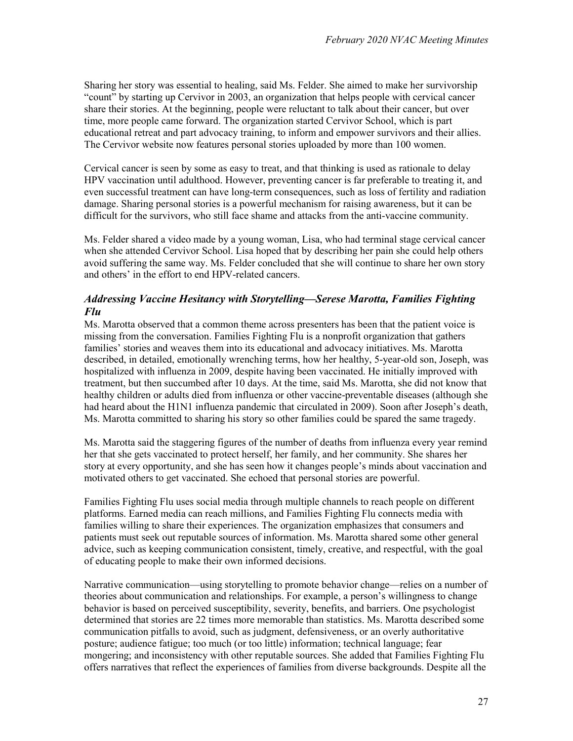Sharing her story was essential to healing, said Ms. Felder. She aimed to make her survivorship "count" by starting up Cervivor in 2003, an organization that helps people with cervical cancer share their stories. At the beginning, people were reluctant to talk about their cancer, but over time, more people came forward. The organization started Cervivor School, which is part educational retreat and part advocacy training, to inform and empower survivors and their allies. The Cervivor website now features personal stories uploaded by more than 100 women.

Cervical cancer is seen by some as easy to treat, and that thinking is used as rationale to delay HPV vaccination until adulthood. However, preventing cancer is far preferable to treating it, and even successful treatment can have long-term consequences, such as loss of fertility and radiation damage. Sharing personal stories is a powerful mechanism for raising awareness, but it can be difficult for the survivors, who still face shame and attacks from the anti-vaccine community.

Ms. Felder shared a video made by a young woman, Lisa, who had terminal stage cervical cancer when she attended Cervivor School. Lisa hoped that by describing her pain she could help others avoid suffering the same way. Ms. Felder concluded that she will continue to share her own story and others' in the effort to end HPV-related cancers.

### *Addressing Vaccine Hesitancy with Storytelling—Serese Marotta, Families Fighting Flu*

Ms. Marotta observed that a common theme across presenters has been that the patient voice is missing from the conversation. Families Fighting Flu is a nonprofit organization that gathers families' stories and weaves them into its educational and advocacy initiatives. Ms. Marotta described, in detailed, emotionally wrenching terms, how her healthy, 5-year-old son, Joseph, was hospitalized with influenza in 2009, despite having been vaccinated. He initially improved with treatment, but then succumbed after 10 days. At the time, said Ms. Marotta, she did not know that healthy children or adults died from influenza or other vaccine-preventable diseases (although she had heard about the H1N1 influenza pandemic that circulated in 2009). Soon after Joseph's death, Ms. Marotta committed to sharing his story so other families could be spared the same tragedy.

Ms. Marotta said the staggering figures of the number of deaths from influenza every year remind her that she gets vaccinated to protect herself, her family, and her community. She shares her story at every opportunity, and she has seen how it changes people's minds about vaccination and motivated others to get vaccinated. She echoed that personal stories are powerful.

Families Fighting Flu uses social media through multiple channels to reach people on different platforms. Earned media can reach millions, and Families Fighting Flu connects media with families willing to share their experiences. The organization emphasizes that consumers and patients must seek out reputable sources of information. Ms. Marotta shared some other general advice, such as keeping communication consistent, timely, creative, and respectful, with the goal of educating people to make their own informed decisions.

Narrative communication—using storytelling to promote behavior change—relies on a number of theories about communication and relationships. For example, a person's willingness to change behavior is based on perceived susceptibility, severity, benefits, and barriers. One psychologist determined that stories are 22 times more memorable than statistics. Ms. Marotta described some communication pitfalls to avoid, such as judgment, defensiveness, or an overly authoritative posture; audience fatigue; too much (or too little) information; technical language; fear mongering; and inconsistency with other reputable sources. She added that Families Fighting Flu offers narratives that reflect the experiences of families from diverse backgrounds. Despite all the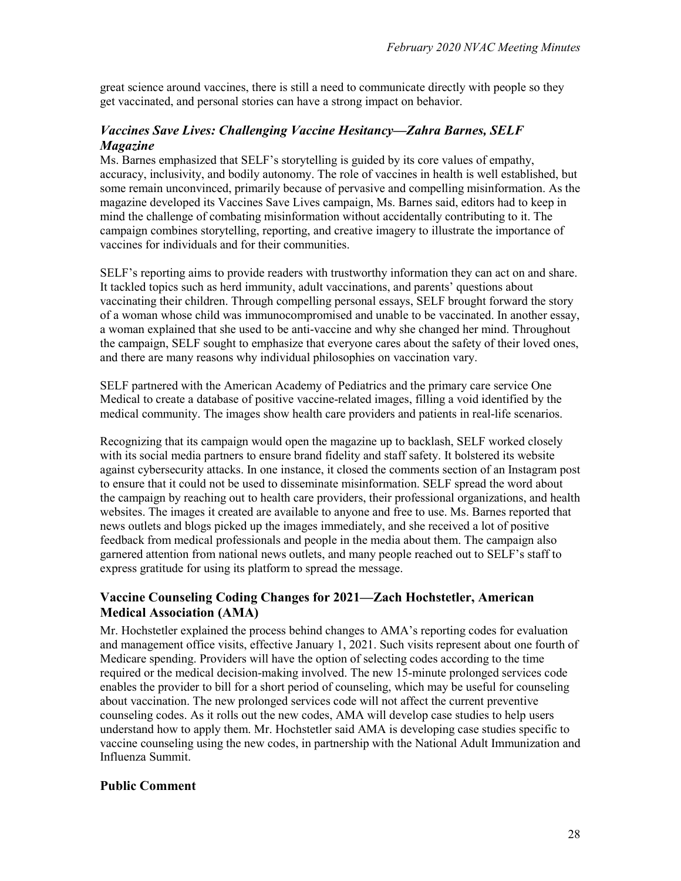great science around vaccines, there is still a need to communicate directly with people so they get vaccinated, and personal stories can have a strong impact on behavior.

### *Vaccines Save Lives: Challenging Vaccine Hesitancy—Zahra Barnes, SELF Magazine*

Ms. Barnes emphasized that SELF's storytelling is guided by its core values of empathy, accuracy, inclusivity, and bodily autonomy. The role of vaccines in health is well established, but some remain unconvinced, primarily because of pervasive and compelling misinformation. As the magazine developed its Vaccines Save Lives campaign, Ms. Barnes said, editors had to keep in mind the challenge of combating misinformation without accidentally contributing to it. The campaign combines storytelling, reporting, and creative imagery to illustrate the importance of vaccines for individuals and for their communities.

SELF's reporting aims to provide readers with trustworthy information they can act on and share. It tackled topics such as herd immunity, adult vaccinations, and parents' questions about vaccinating their children. Through compelling personal essays, SELF brought forward the story of a woman whose child was immunocompromised and unable to be vaccinated. In another essay, a woman explained that she used to be anti-vaccine and why she changed her mind. Throughout the campaign, SELF sought to emphasize that everyone cares about the safety of their loved ones, and there are many reasons why individual philosophies on vaccination vary.

SELF partnered with the American Academy of Pediatrics and the primary care service One Medical to create a database of positive vaccine-related images, filling a void identified by the medical community. The images show health care providers and patients in real-life scenarios.

Recognizing that its campaign would open the magazine up to backlash, SELF worked closely with its social media partners to ensure brand fidelity and staff safety. It bolstered its website against cybersecurity attacks. In one instance, it closed the comments section of an Instagram post to ensure that it could not be used to disseminate misinformation. SELF spread the word about the campaign by reaching out to health care providers, their professional organizations, and health websites. The images it created are available to anyone and free to use. Ms. Barnes reported that news outlets and blogs picked up the images immediately, and she received a lot of positive feedback from medical professionals and people in the media about them. The campaign also garnered attention from national news outlets, and many people reached out to SELF's staff to express gratitude for using its platform to spread the message.

## Vaccine Counseling Coding Changes for 2021—Zach Hochstetler, American Medical Association (AMA)

Mr. Hochstetler explained the process behind changes to AMA's reporting codes for evaluation and management office visits, effective January 1, 2021. Such visits represent about one fourth of Medicare spending. Providers will have the option of selecting codes according to the time required or the medical decision-making involved. The new 15-minute prolonged services code enables the provider to bill for a short period of counseling, which may be useful for counseling about vaccination. The new prolonged services code will not affect the current preventive counseling codes. As it rolls out the new codes, AMA will develop case studies to help users understand how to apply them. Mr. Hochstetler said AMA is developing case studies specific to vaccine counseling using the new codes, in partnership with the National Adult Immunization and Influenza Summit.

## Public Comment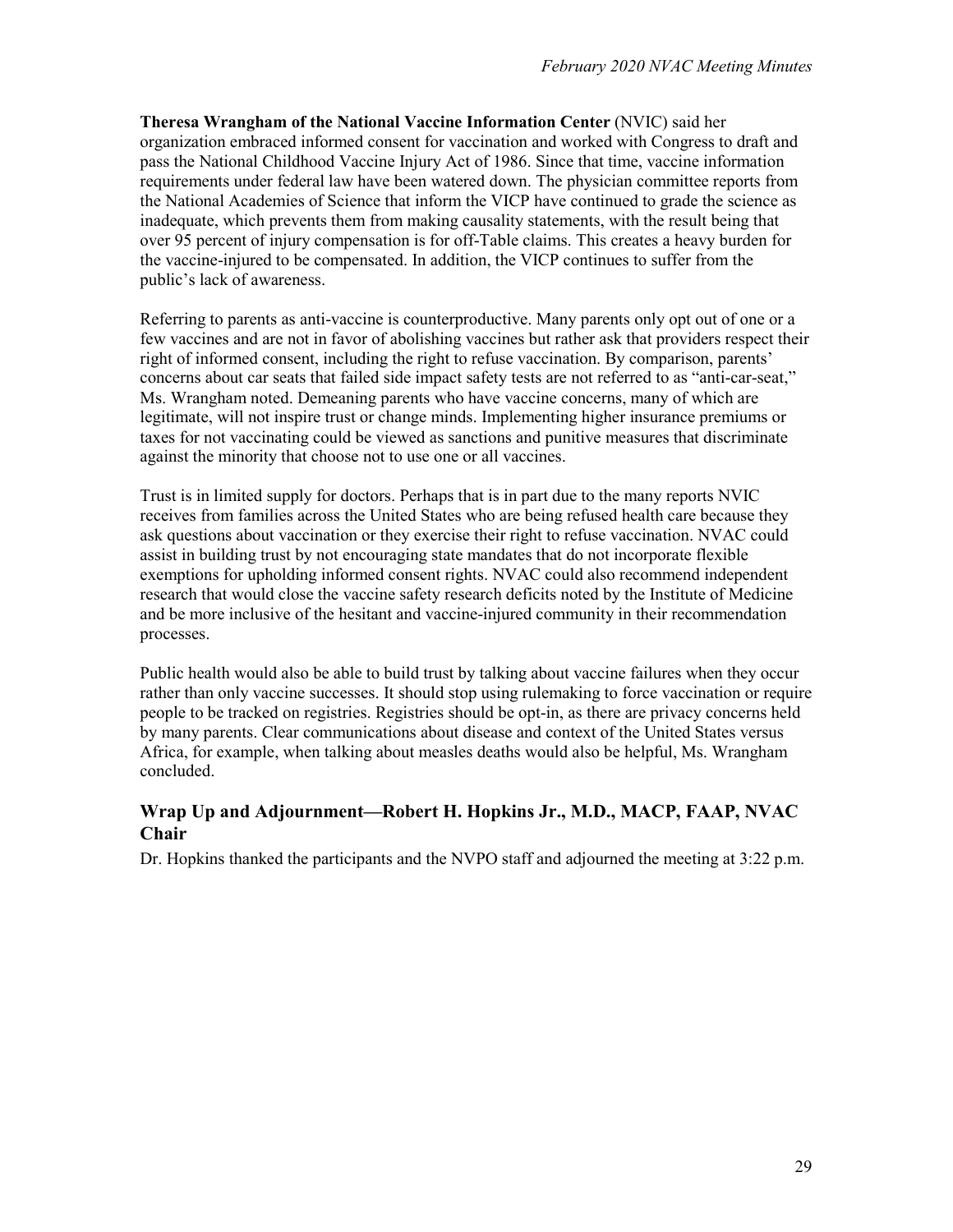**Theresa Wrangham of the National Vaccine Information Center** (NVIC) said her organization embraced informed consent for vaccination and worked with Congress to draft and pass the National Childhood Vaccine Injury Act of 1986. Since that time, vaccine information requirements under federal law have been watered down. The physician committee reports from the National Academies of Science that inform the VICP have continued to grade the science as inadequate, which prevents them from making causality statements, with the result being that over 95 percent of injury compensation is for off-Table claims. This creates a heavy burden for the vaccine-injured to be compensated. In addition, the VICP continues to suffer from the public's lack of awareness.

Referring to parents as anti-vaccine is counterproductive. Many parents only opt out of one or a few vaccines and are not in favor of abolishing vaccines but rather ask that providers respect their right of informed consent, including the right to refuse vaccination. By comparison, parents' concerns about car seats that failed side impact safety tests are not referred to as "anti-car-seat," Ms. Wrangham noted. Demeaning parents who have vaccine concerns, many of which are legitimate, will not inspire trust or change minds. Implementing higher insurance premiums or taxes for not vaccinating could be viewed as sanctions and punitive measures that discriminate against the minority that choose not to use one or all vaccines.

Trust is in limited supply for doctors. Perhaps that is in part due to the many reports NVIC receives from families across the United States who are being refused health care because they ask questions about vaccination or they exercise their right to refuse vaccination. NVAC could assist in building trust by not encouraging state mandates that do not incorporate flexible exemptions for upholding informed consent rights. NVAC could also recommend independent research that would close the vaccine safety research deficits noted by the Institute of Medicine and be more inclusive of the hesitant and vaccine-injured community in their recommendation processes.

Public health would also be able to build trust by talking about vaccine failures when they occur rather than only vaccine successes. It should stop using rulemaking to force vaccination or require people to be tracked on registries. Registries should be opt-in, as there are privacy concerns held by many parents. Clear communications about disease and context of the United States versus Africa, for example, when talking about measles deaths would also be helpful, Ms. Wrangham concluded.

## Wrap Up and Adjournment—Robert H. Hopkins Jr., M.D., MACP, FAAP, NVAC Chair

Dr. Hopkins thanked the participants and the NVPO staff and adjourned the meeting at 3:22 p.m.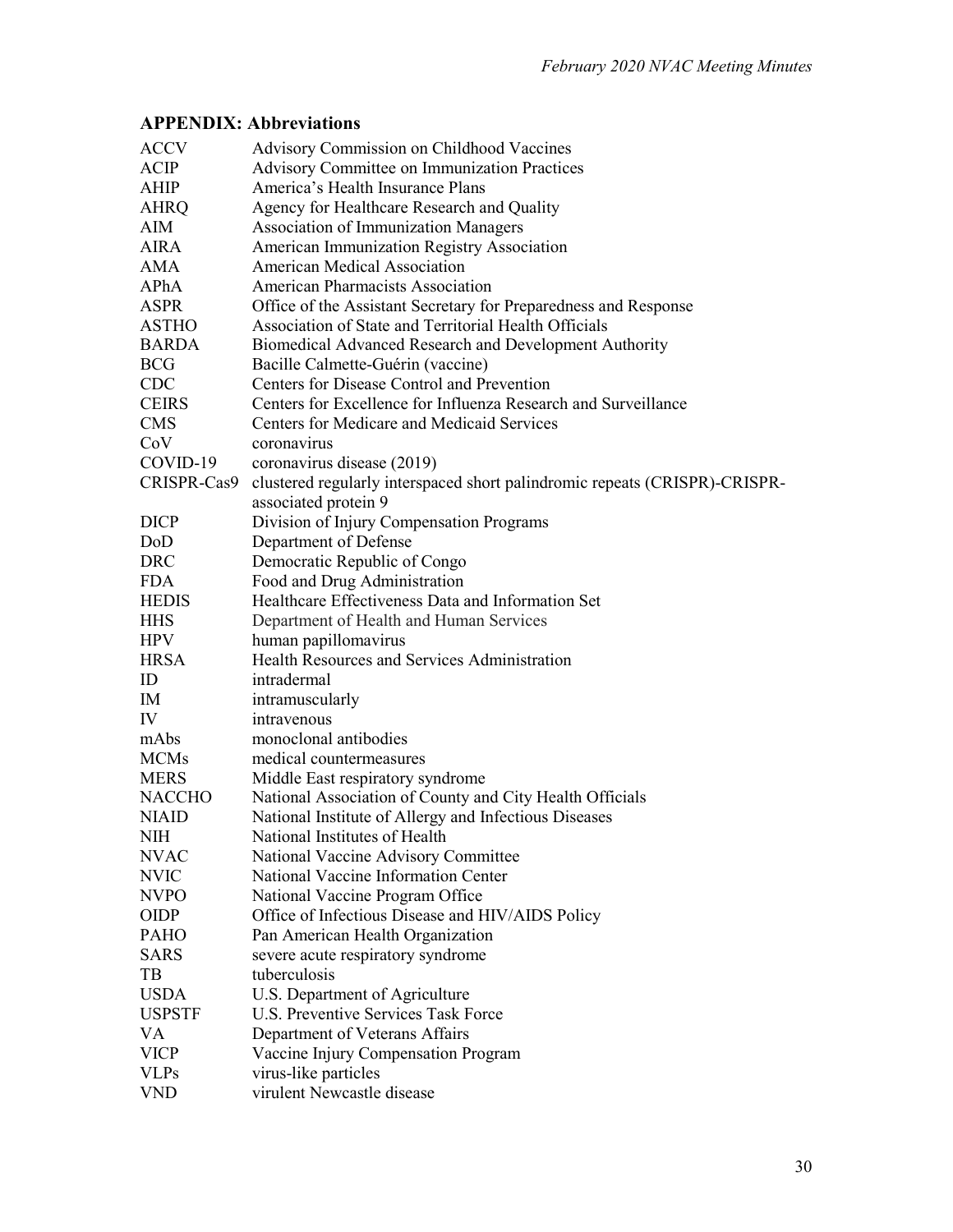## APPENDIX: Abbreviations

| | |
|---|---|
| ACCV | Advisory Commission on Childhood Vaccines |
| ACIP | Advisory Committee on Immunization Practices |
| AHIP | America's Health Insurance Plans |
| AHRQ | Agency for Healthcare Research and Quality |
| AIM | Association of Immunization Managers |
| AIRA | American Immunization Registry Association |
| AMA | American Medical Association |
| APhA | American Pharmacists Association |
| ASPR | Office of the Assistant Secretary for Preparedness and Response |
| ASTHO | Association of State and Territorial Health Officials |
| BARDA | Biomedical Advanced Research and Development Authority |
| BCG | Bacille Calmette-Guérin (vaccine) |
| CDC | Centers for Disease Control and Prevention |
| CEIRS | Centers for Excellence for Influenza Research and Surveillance |
| CMS | Centers for Medicare and Medicaid Services |
| CoV | coronavirus |
| COVID-19 | coronavirus disease (2019) |
| CRISPR-Cas9 | clustered regularly interspaced short palindromic repeats (CRISPR)-CRISPR-associated protein 9 |
| DICP | Division of Injury Compensation Programs |
| DoD | Department of Defense |
| DRC | Democratic Republic of Congo |
| FDA | Food and Drug Administration |
| HEDIS | Healthcare Effectiveness Data and Information Set |
| HHS | Department of Health and Human Services |
| HPV | human papillomavirus |
| HRSA | Health Resources and Services Administration |
| ID | intradermal |
| IM | intramuscularly |
| IV | intravenous |
| mAbs | monoclonal antibodies |
| MCMs | medical countermeasures |
| MERS | Middle East respiratory syndrome |
| NACCHO | National Association of County and City Health Officials |
| NIAID | National Institute of Allergy and Infectious Diseases |
| NIH | National Institutes of Health |
| NVAC | National Vaccine Advisory Committee |
| NVIC | National Vaccine Information Center |
| NVPO | National Vaccine Program Office |
| OIDP | Office of Infectious Disease and HIV/AIDS Policy |
| PAHO | Pan American Health Organization |
| SARS | severe acute respiratory syndrome |
| TB | tuberculosis |
| USDA | U.S. Department of Agriculture |
| USPSTF | U.S. Preventive Services Task Force |
| VA | Department of Veterans Affairs |
| VICP | Vaccine Injury Compensation Program |
| VLPs | virus-like particles |
| VND | virulent Newcastle disease |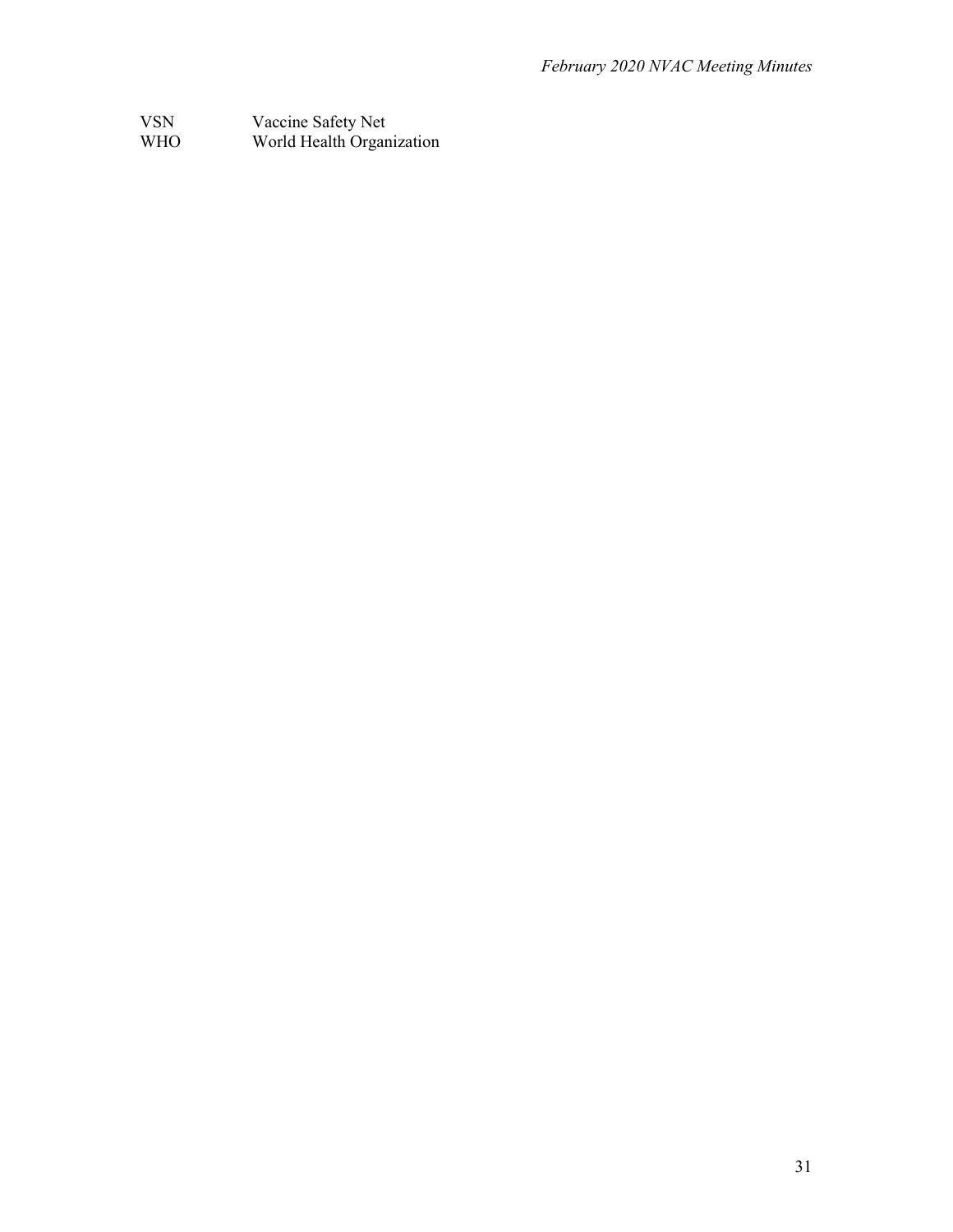| | |
|---|---|
| VSN | Vaccine Safety Net |
| WHO | World Health Organization |